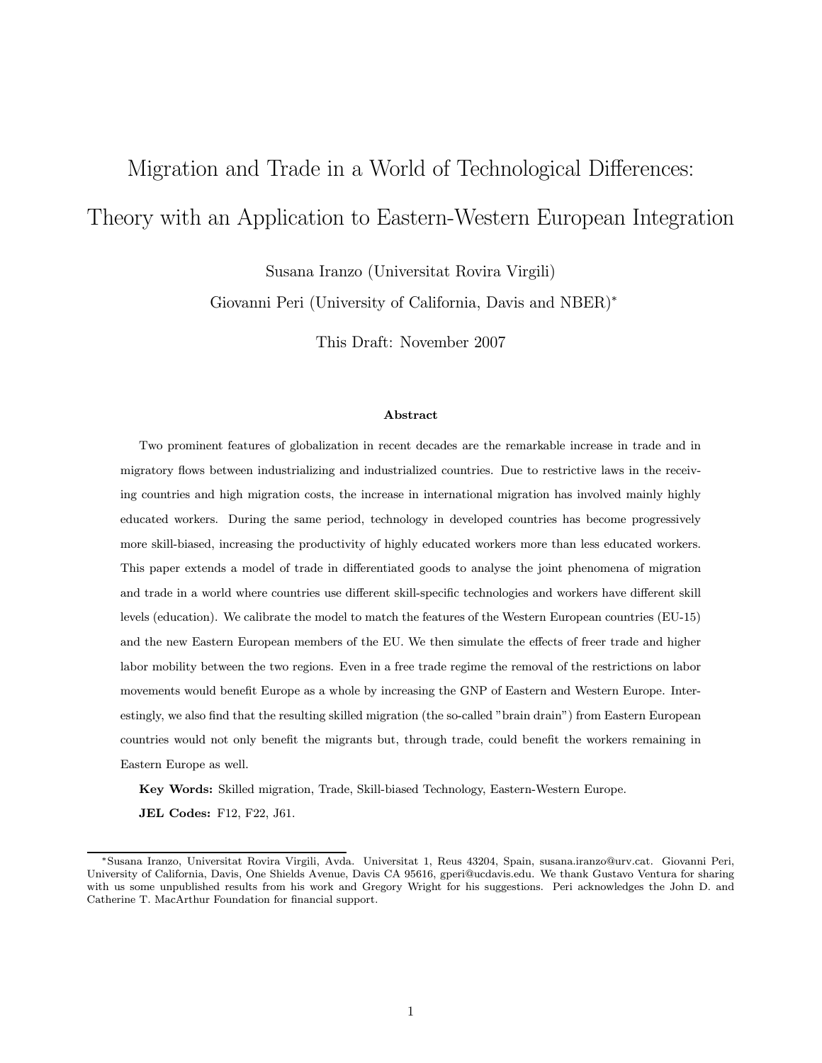# Migration and Trade in a World of Technological Differences: Theory with an Application to Eastern-Western European Integration

Susana Iranzo (Universitat Rovira Virgili)

Giovanni Peri (University of California, Davis and NBER)*

This Draft: November 2007

### Abstract

Two prominent features of globalization in recent decades are the remarkable increase in trade and in migratory flows between industrializing and industrialized countries. Due to restrictive laws in the receiving countries and high migration costs, the increase in international migration has involved mainly highly educated workers. During the same period, technology in developed countries has become progressively more skill-biased, increasing the productivity of highly educated workers more than less educated workers. This paper extends a model of trade in differentiated goods to analyse the joint phenomena of migration and trade in a world where countries use different skill-specific technologies and workers have different skill levels (education). We calibrate the model to match the features of the Western European countries (EU-15) and the new Eastern European members of the EU. We then simulate the effects of freer trade and higher labor mobility between the two regions. Even in a free trade regime the removal of the restrictions on labor movements would benefit Europe as a whole by increasing the GNP of Eastern and Western Europe. Interestingly, we also find that the resulting skilled migration (the so-called "brain drain") from Eastern European countries would not only benefit the migrants but, through trade, could benefit the workers remaining in Eastern Europe as well.

**Key Words:** Skilled migration, Trade, Skill-biased Technology, Eastern-Western Europe.

**JEL Codes:** F12, F22, J61.

---

*Susana Iranzo, Universitat Rovira Virgili, Avda. Universitat 1, Reus 43204, Spain, susana.iranzo@urv.cat. Giovanni Peri, University of California, Davis, One Shields Avenue, Davis CA 95616, gperi@ucdavis.edu. We thank Gustavo Ventura for sharing with us some unpublished results from his work and Gregory Wright for his suggestions. Peri acknowledges the John D. and Catherine T. MacArthur Foundation for financial support.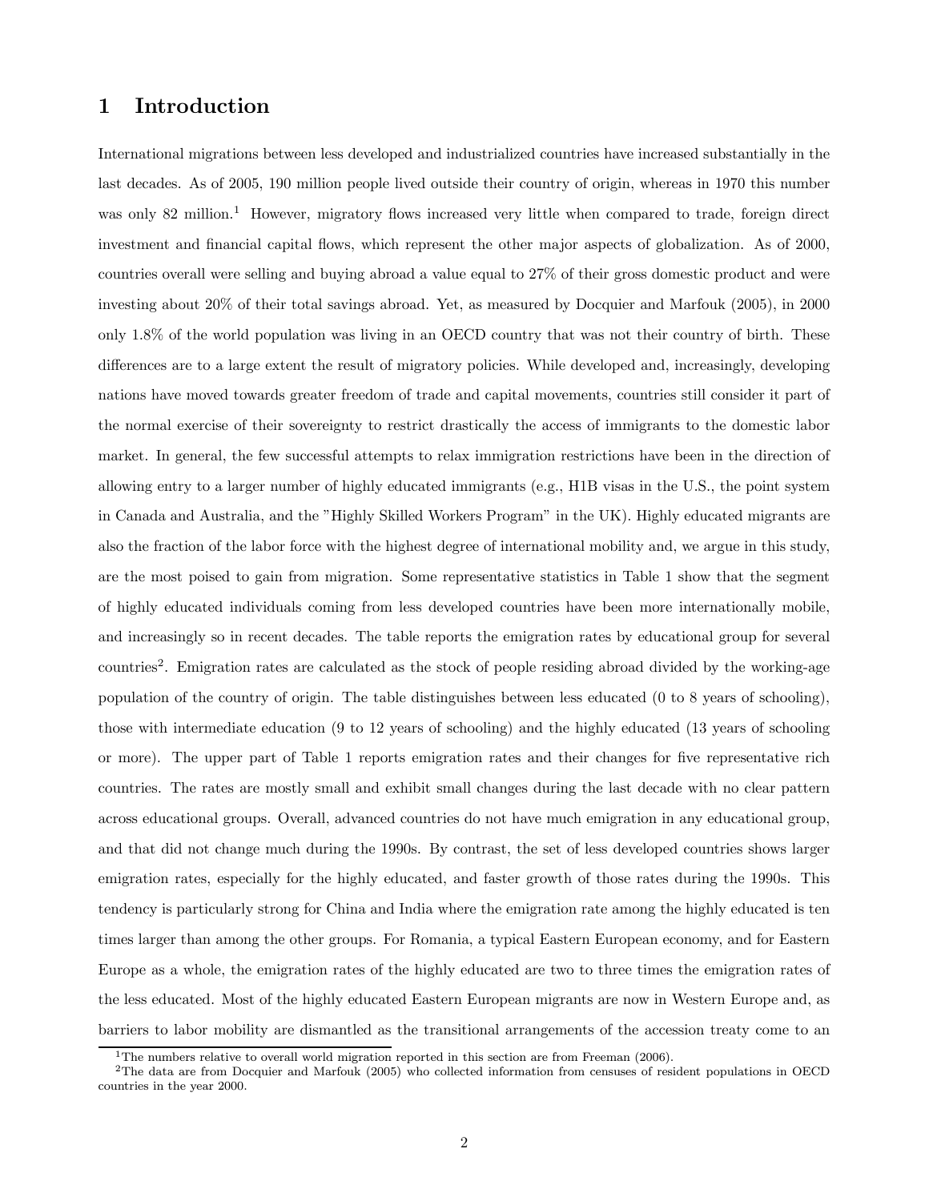# 1 Introduction

International migrations between less developed and industrialized countries have increased substantially in the last decades. As of 2005, 190 million people lived outside their country of origin, whereas in 1970 this number was only 82 million.[1] However, migratory flows increased very little when compared to trade, foreign direct investment and financial capital flows, which represent the other major aspects of globalization. As of 2000, countries overall were selling and buying abroad a value equal to 27% of their gross domestic product and were investing about 20% of their total savings abroad. Yet, as measured by Docquier and Marfouk (2005), in 2000 only 1.8% of the world population was living in an OECD country that was not their country of birth. These differences are to a large extent the result of migratory policies. While developed and, increasingly, developing nations have moved towards greater freedom of trade and capital movements, countries still consider it part of the normal exercise of their sovereignty to restrict drastically the access of immigrants to the domestic labor market. In general, the few successful attempts to relax immigration restrictions have been in the direction of allowing entry to a larger number of highly educated immigrants (e.g., H1B visas in the U.S., the point system in Canada and Australia, and the "Highly Skilled Workers Program" in the UK). Highly educated migrants are also the fraction of the labor force with the highest degree of international mobility and, we argue in this study, are the most poised to gain from migration. Some representative statistics in Table 1 show that the segment of highly educated individuals coming from less developed countries have been more internationally mobile, and increasingly so in recent decades. The table reports the emigration rates by educational group for several countries[2]. Emigration rates are calculated as the stock of people residing abroad divided by the working-age population of the country of origin. The table distinguishes between less educated (0 to 8 years of schooling), those with intermediate education (9 to 12 years of schooling) and the highly educated (13 years of schooling or more). The upper part of Table 1 reports emigration rates and their changes for five representative rich countries. The rates are mostly small and exhibit small changes during the last decade with no clear pattern across educational groups. Overall, advanced countries do not have much emigration in any educational group, and that did not change much during the 1990s. By contrast, the set of less developed countries shows larger emigration rates, especially for the highly educated, and faster growth of those rates during the 1990s. This tendency is particularly strong for China and India where the emigration rate among the highly educated is ten times larger than among the other groups. For Romania, a typical Eastern European economy, and for Eastern Europe as a whole, the emigration rates of the highly educated are two to three times the emigration rates of the less educated. Most of the highly educated Eastern European migrants are now in Western Europe and, as barriers to labor mobility are dismantled as the transitional arrangements of the accession treaty come to an

[1] The numbers relative to overall world migration reported in this section are from Freeman (2006).

[2] The data are from Docquier and Marfouk (2005) who collected information from censuses of resident populations in OECD countries in the year 2000.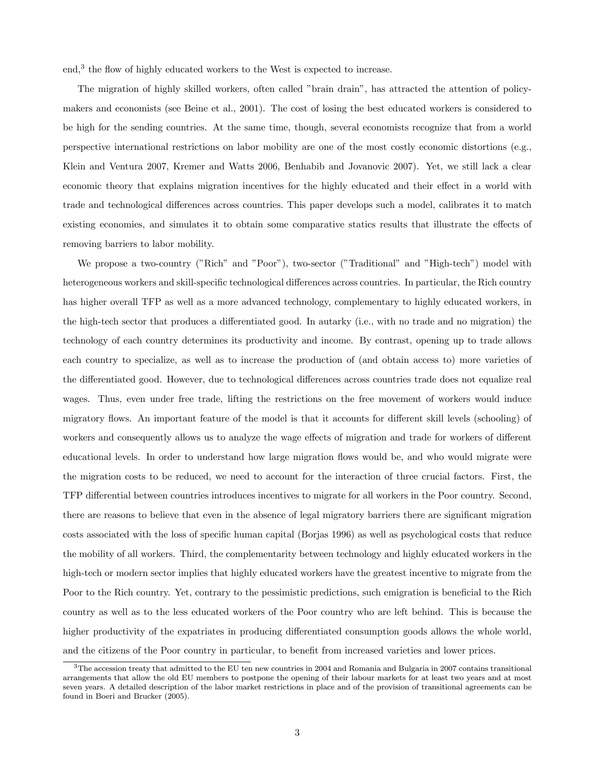end,[3] the flow of highly educated workers to the West is expected to increase.

The migration of highly skilled workers, often called "brain drain", has attracted the attention of policy-makers and economists (see Beine et al., 2001). The cost of losing the best educated workers is considered to be high for the sending countries. At the same time, though, several economists recognize that from a world perspective international restrictions on labor mobility are one of the most costly economic distortions (e.g., Klein and Ventura 2007, Kremer and Watts 2006, Benhabib and Jovanovic 2007). Yet, we still lack a clear economic theory that explains migration incentives for the highly educated and their effect in a world with trade and technological differences across countries. This paper develops such a model, calibrates it to match existing economies, and simulates it to obtain some comparative statics results that illustrate the effects of removing barriers to labor mobility.

We propose a two-country ("Rich" and "Poor"), two-sector ("Traditional" and "High-tech") model with heterogeneous workers and skill-specific technological differences across countries. In particular, the Rich country has higher overall TFP as well as a more advanced technology, complementary to highly educated workers, in the high-tech sector that produces a differentiated good. In autarky (i.e., with no trade and no migration) the technology of each country determines its productivity and income. By contrast, opening up to trade allows each country to specialize, as well as to increase the production of (and obtain access to) more varieties of the differentiated good. However, due to technological differences across countries trade does not equalize real wages. Thus, even under free trade, lifting the restrictions on the free movement of workers would induce migratory flows. An important feature of the model is that it accounts for different skill levels (schooling) of workers and consequently allows us to analyze the wage effects of migration and trade for workers of different educational levels. In order to understand how large migration flows would be, and who would migrate were the migration costs to be reduced, we need to account for the interaction of three crucial factors. First, the TFP differential between countries introduces incentives to migrate for all workers in the Poor country. Second, there are reasons to believe that even in the absence of legal migratory barriers there are significant migration costs associated with the loss of specific human capital (Borjas 1996) as well as psychological costs that reduce the mobility of all workers. Third, the complementarity between technology and highly educated workers in the high-tech or modern sector implies that highly educated workers have the greatest incentive to migrate from the Poor to the Rich country. Yet, contrary to the pessimistic predictions, such emigration is beneficial to the Rich country as well as to the less educated workers of the Poor country who are left behind. This is because the higher productivity of the expatriates in producing differentiated consumption goods allows the whole world, and the citizens of the Poor country in particular, to benefit from increased varieties and lower prices.

[3] The accession treaty that admitted to the EU ten new countries in 2004 and Romania and Bulgaria in 2007 contains transitional arrangements that allow the old EU members to postpone the opening of their labour markets for at least two years and at most seven years. A detailed description of the labor market restrictions in place and of the provision of transitional agreements can be found in Boeri and Brucker (2005).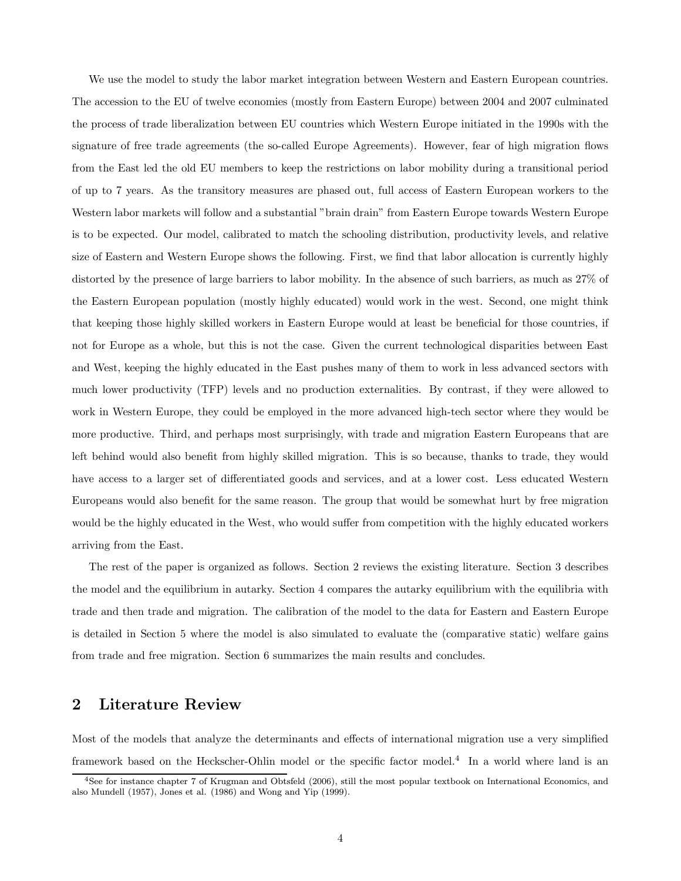We use the model to study the labor market integration between Western and Eastern European countries. The accession to the EU of twelve economies (mostly from Eastern Europe) between 2004 and 2007 culminated the process of trade liberalization between EU countries which Western Europe initiated in the 1990s with the signature of free trade agreements (the so-called Europe Agreements). However, fear of high migration flows from the East led the old EU members to keep the restrictions on labor mobility during a transitional period of up to 7 years. As the transitory measures are phased out, full access of Eastern European workers to the Western labor markets will follow and a substantial "brain drain" from Eastern Europe towards Western Europe is to be expected. Our model, calibrated to match the schooling distribution, productivity levels, and relative size of Eastern and Western Europe shows the following. First, we find that labor allocation is currently highly distorted by the presence of large barriers to labor mobility. In the absence of such barriers, as much as 27% of the Eastern European population (mostly highly educated) would work in the west. Second, one might think that keeping those highly skilled workers in Eastern Europe would at least be beneficial for those countries, if not for Europe as a whole, but this is not the case. Given the current technological disparities between East and West, keeping the highly educated in the East pushes many of them to work in less advanced sectors with much lower productivity (TFP) levels and no production externalities. By contrast, if they were allowed to work in Western Europe, they could be employed in the more advanced high-tech sector where they would be more productive. Third, and perhaps most surprisingly, with trade and migration Eastern Europeans that are left behind would also benefit from highly skilled migration. This is so because, thanks to trade, they would have access to a larger set of differentiated goods and services, and at a lower cost. Less educated Western Europeans would also benefit for the same reason. The group that would be somewhat hurt by free migration would be the highly educated in the West, who would suffer from competition with the highly educated workers arriving from the East.

The rest of the paper is organized as follows. Section 2 reviews the existing literature. Section 3 describes the model and the equilibrium in autarky. Section 4 compares the autarky equilibrium with the equilibria with trade and then trade and migration. The calibration of the model to the data for Eastern and Eastern Europe is detailed in Section 5 where the model is also simulated to evaluate the (comparative static) welfare gains from trade and free migration. Section 6 summarizes the main results and concludes.

## 2 Literature Review

Most of the models that analyze the determinants and effects of international migration use a very simplified framework based on the Heckscher-Ohlin model or the specific factor model.[4] In a world where land is an

[4] See for instance chapter 7 of Krugman and Obtsfeld (2006), still the most popular textbook on International Economics, and also Mundell (1957), Jones et al. (1986) and Wong and Yip (1999).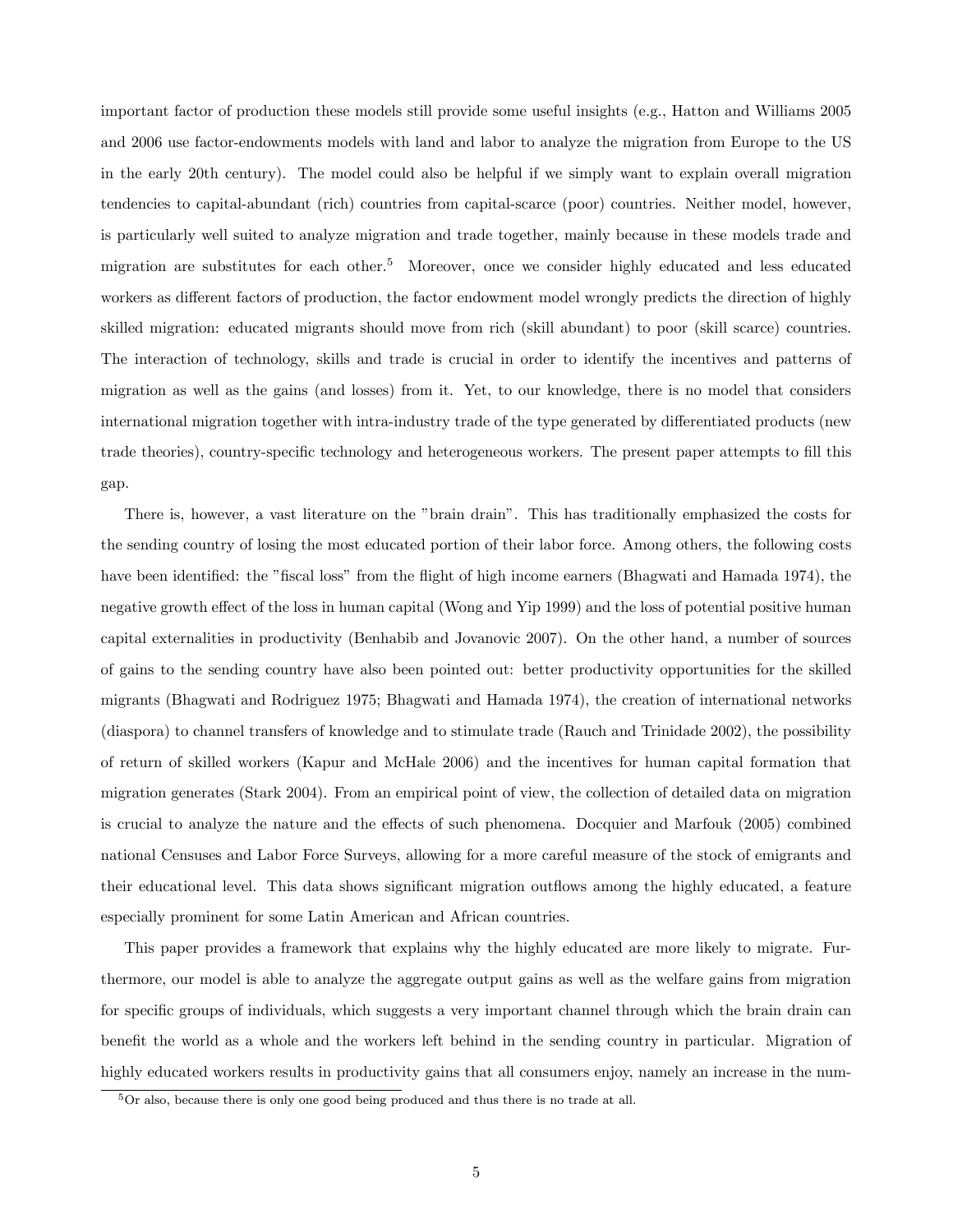important factor of production these models still provide some useful insights (e.g., Hatton and Williams 2005 and 2006 use factor-endowments models with land and labor to analyze the migration from Europe to the US in the early 20th century). The model could also be helpful if we simply want to explain overall migration tendencies to capital-abundant (rich) countries from capital-scarce (poor) countries. Neither model, however, is particularly well suited to analyze migration and trade together, mainly because in these models trade and migration are substitutes for each other.[5] Moreover, once we consider highly educated and less educated workers as different factors of production, the factor endowment model wrongly predicts the direction of highly skilled migration: educated migrants should move from rich (skill abundant) to poor (skill scarce) countries. The interaction of technology, skills and trade is crucial in order to identify the incentives and patterns of migration as well as the gains (and losses) from it. Yet, to our knowledge, there is no model that considers international migration together with intra-industry trade of the type generated by differentiated products (new trade theories), country-specific technology and heterogeneous workers. The present paper attempts to fill this gap.

There is, however, a vast literature on the "brain drain". This has traditionally emphasized the costs for the sending country of losing the most educated portion of their labor force. Among others, the following costs have been identified: the "fiscal loss" from the flight of high income earners (Bhagwati and Hamada 1974), the negative growth effect of the loss in human capital (Wong and Yip 1999) and the loss of potential positive human capital externalities in productivity (Benhabib and Jovanovic 2007). On the other hand, a number of sources of gains to the sending country have also been pointed out: better productivity opportunities for the skilled migrants (Bhagwati and Rodriguez 1975; Bhagwati and Hamada 1974), the creation of international networks (diaspora) to channel transfers of knowledge and to stimulate trade (Rauch and Trinidade 2002), the possibility of return of skilled workers (Kapur and McHale 2006) and the incentives for human capital formation that migration generates (Stark 2004). From an empirical point of view, the collection of detailed data on migration is crucial to analyze the nature and the effects of such phenomena. Docquier and Marfouk (2005) combined national Censuses and Labor Force Surveys, allowing for a more careful measure of the stock of emigrants and their educational level. This data shows significant migration outflows among the highly educated, a feature especially prominent for some Latin American and African countries.

This paper provides a framework that explains why the highly educated are more likely to migrate. Furthermore, our model is able to analyze the aggregate output gains as well as the welfare gains from migration for specific groups of individuals, which suggests a very important channel through which the brain drain can benefit the world as a whole and the workers left behind in the sending country in particular. Migration of highly educated workers results in productivity gains that all consumers enjoy, namely an increase in the num-

[5] Or also, because there is only one good being produced and thus there is no trade at all.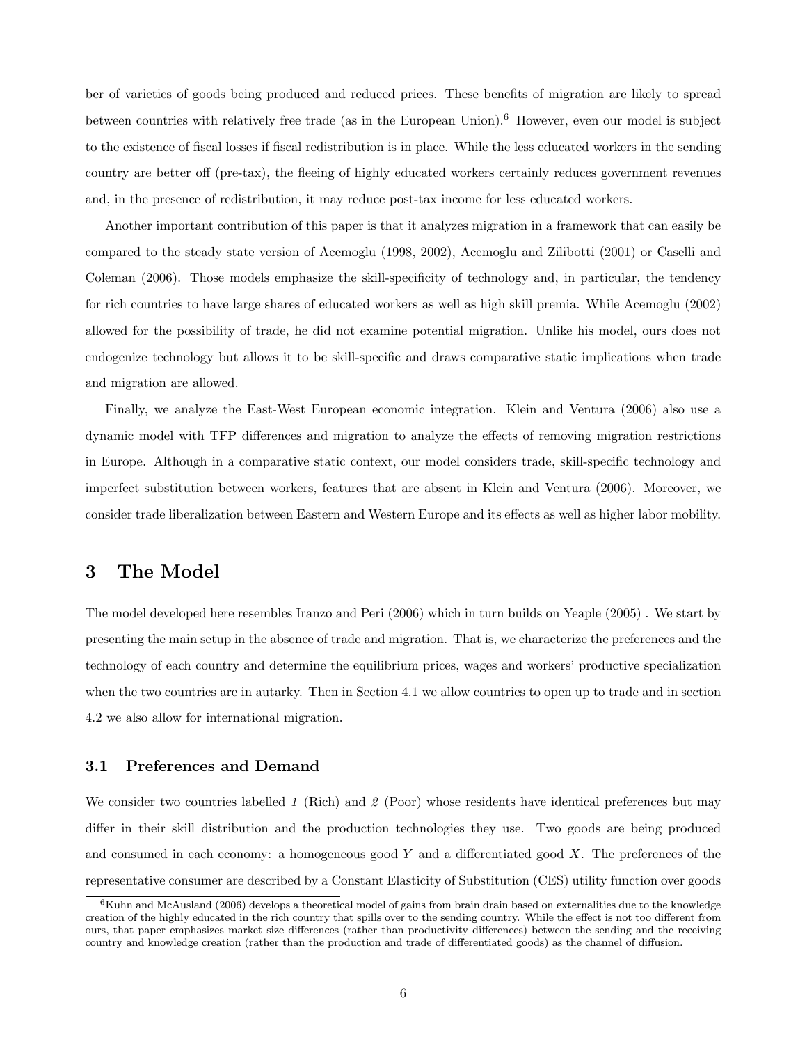ber of varieties of goods being produced and reduced prices. These benefits of migration are likely to spread between countries with relatively free trade (as in the European Union).[6] However, even our model is subject to the existence of fiscal losses if fiscal redistribution is in place. While the less educated workers in the sending country are better off (pre-tax), the fleeing of highly educated workers certainly reduces government revenues and, in the presence of redistribution, it may reduce post-tax income for less educated workers.

Another important contribution of this paper is that it analyzes migration in a framework that can easily be compared to the steady state version of Acemoglu (1998, 2002), Acemoglu and Zilibotti (2001) or Caselli and Coleman (2006). Those models emphasize the skill-specificity of technology and, in particular, the tendency for rich countries to have large shares of educated workers as well as high skill premia. While Acemoglu (2002) allowed for the possibility of trade, he did not examine potential migration. Unlike his model, ours does not endogenize technology but allows it to be skill-specific and draws comparative static implications when trade and migration are allowed.

Finally, we analyze the East-West European economic integration. Klein and Ventura (2006) also use a dynamic model with TFP differences and migration to analyze the effects of removing migration restrictions in Europe. Although in a comparative static context, our model considers trade, skill-specific technology and imperfect substitution between workers, features that are absent in Klein and Ventura (2006). Moreover, we consider trade liberalization between Eastern and Western Europe and its effects as well as higher labor mobility.

# 3 The Model

The model developed here resembles Iranzo and Peri (2006) which in turn builds on Yeaple (2005) . We start by presenting the main setup in the absence of trade and migration. That is, we characterize the preferences and the technology of each country and determine the equilibrium prices, wages and workers' productive specialization when the two countries are in autarky. Then in Section 4.1 we allow countries to open up to trade and in section 4.2 we also allow for international migration.

## 3.1 Preferences and Demand

We consider two countries labelled *1* (Rich) and *2* (Poor) whose residents have identical preferences but may differ in their skill distribution and the production technologies they use. Two goods are being produced and consumed in each economy: a homogeneous good $Y$ and a differentiated good $X$. The preferences of the representative consumer are described by a Constant Elasticity of Substitution (CES) utility function over goods

[6] Kuhn and McAusland (2006) develops a theoretical model of gains from brain drain based on externalities due to the knowledge creation of the highly educated in the rich country that spills over to the sending country. While the effect is not too different from ours, that paper emphasizes market size differences (rather than productivity differences) between the sending and the receiving country and knowledge creation (rather than the production and trade of differentiated goods) as the channel of diffusion.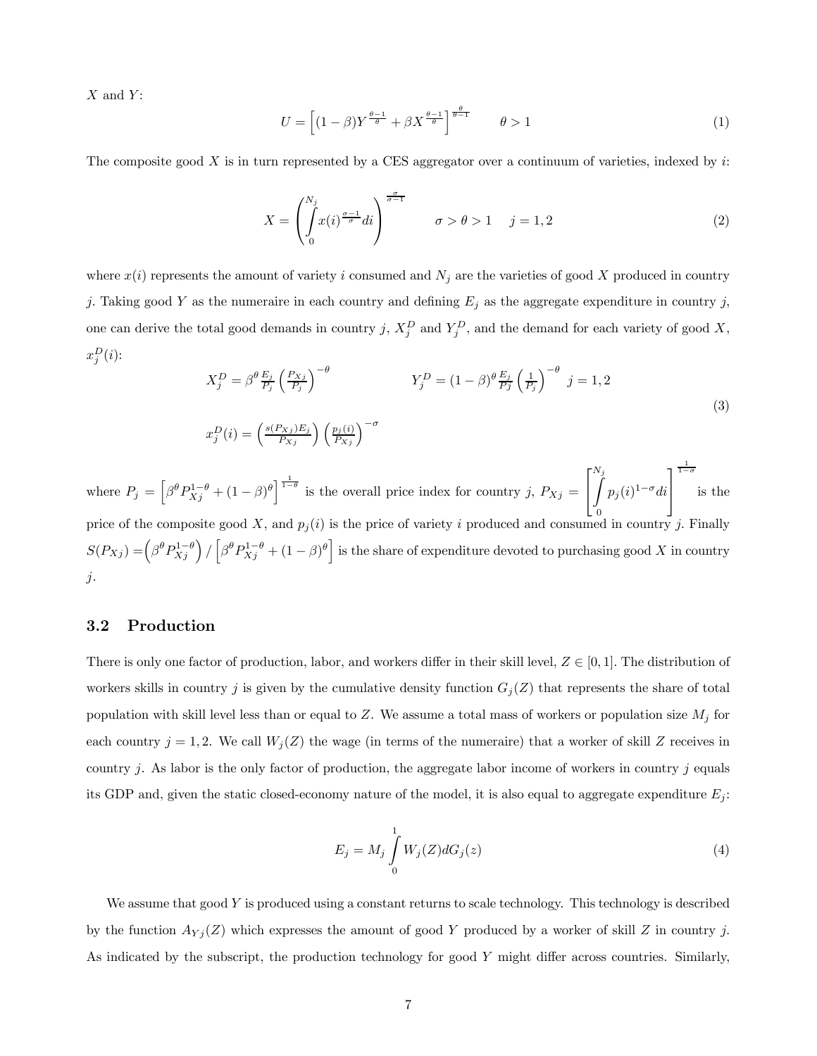$X$ and $Y$:

$$U = \left[(1-\beta)Y^{\frac{\theta-1}{\theta}} + \beta X^{\frac{\theta-1}{\theta}}\right]^{\frac{\theta}{\theta-1}} \qquad \theta > 1 \tag{1}$$

The composite good $X$ is in turn represented by a CES aggregator over a continuum of varieties, indexed by $i$:

$$X = \left(\int_0^{N_j} x(i)^{\frac{\sigma-1}{\sigma}} di\right)^{\frac{\sigma}{\sigma-1}} \qquad \sigma > \theta > 1 \quad j = 1, 2 \tag{2}$$

where $x(i)$ represents the amount of variety $i$ consumed and $N_j$ are the varieties of good $X$ produced in country $j$. Taking good $Y$ as the numeraire in each country and defining $E_j$ as the aggregate expenditure in country $j$, one can derive the total good demands in country $j$, $X_j^D$ and $Y_j^D$, and the demand for each variety of good $X$, $x_j^D(i)$:

$$X_j^D = \beta^\theta \frac{E_j}{P_j}\left(\frac{P_{Xj}}{P_j}\right)^{-\theta} \qquad\qquad Y_j^D = (1-\beta)^\theta \frac{E_j}{P_j}\left(\frac{1}{P_j}\right)^{-\theta} \quad j = 1, 2$$
$$x_j^D(i) = \left(\frac{s(P_{Xj})E_j}{P_{Xj}}\right)\left(\frac{p_j(i)}{P_{Xj}}\right)^{-\sigma} \tag{3}$$

where $P_j = \left[\beta^\theta P_{Xj}^{1-\theta} + (1-\beta)^\theta\right]^{\frac{1}{1-\theta}}$ is the overall price index for country $j$, $P_{Xj} = \left[\int_0^{N_j} p_j(i)^{1-\sigma} di\right]^{\frac{1}{1-\sigma}}$ is the price of the composite good $X$, and $p_j(i)$ is the price of variety $i$ produced and consumed in country $j$. Finally $S(P_{Xj}) = \left(\beta^\theta P_{Xj}^{1-\theta}\right) / \left[\beta^\theta P_{Xj}^{1-\theta} + (1-\beta)^\theta\right]$ is the share of expenditure devoted to purchasing good $X$ in country $j$.

### 3.2 Production

There is only one factor of production, labor, and workers differ in their skill level, $Z \in [0, 1]$. The distribution of workers skills in country $j$ is given by the cumulative density function $G_j(Z)$ that represents the share of total population with skill level less than or equal to $Z$. We assume a total mass of workers or population size $M_j$ for each country $j = 1, 2$. We call $W_j(Z)$ the wage (in terms of the numeraire) that a worker of skill $Z$ receives in country $j$. As labor is the only factor of production, the aggregate labor income of workers in country $j$ equals its GDP and, given the static closed-economy nature of the model, it is also equal to aggregate expenditure $E_j$:

$$E_j = M_j \int_0^1 W_j(Z) dG_j(z) \tag{4}$$

We assume that good $Y$ is produced using a constant returns to scale technology. This technology is described by the function $A_{Yj}(Z)$ which expresses the amount of good $Y$ produced by a worker of skill $Z$ in country $j$. As indicated by the subscript, the production technology for good $Y$ might differ across countries. Similarly,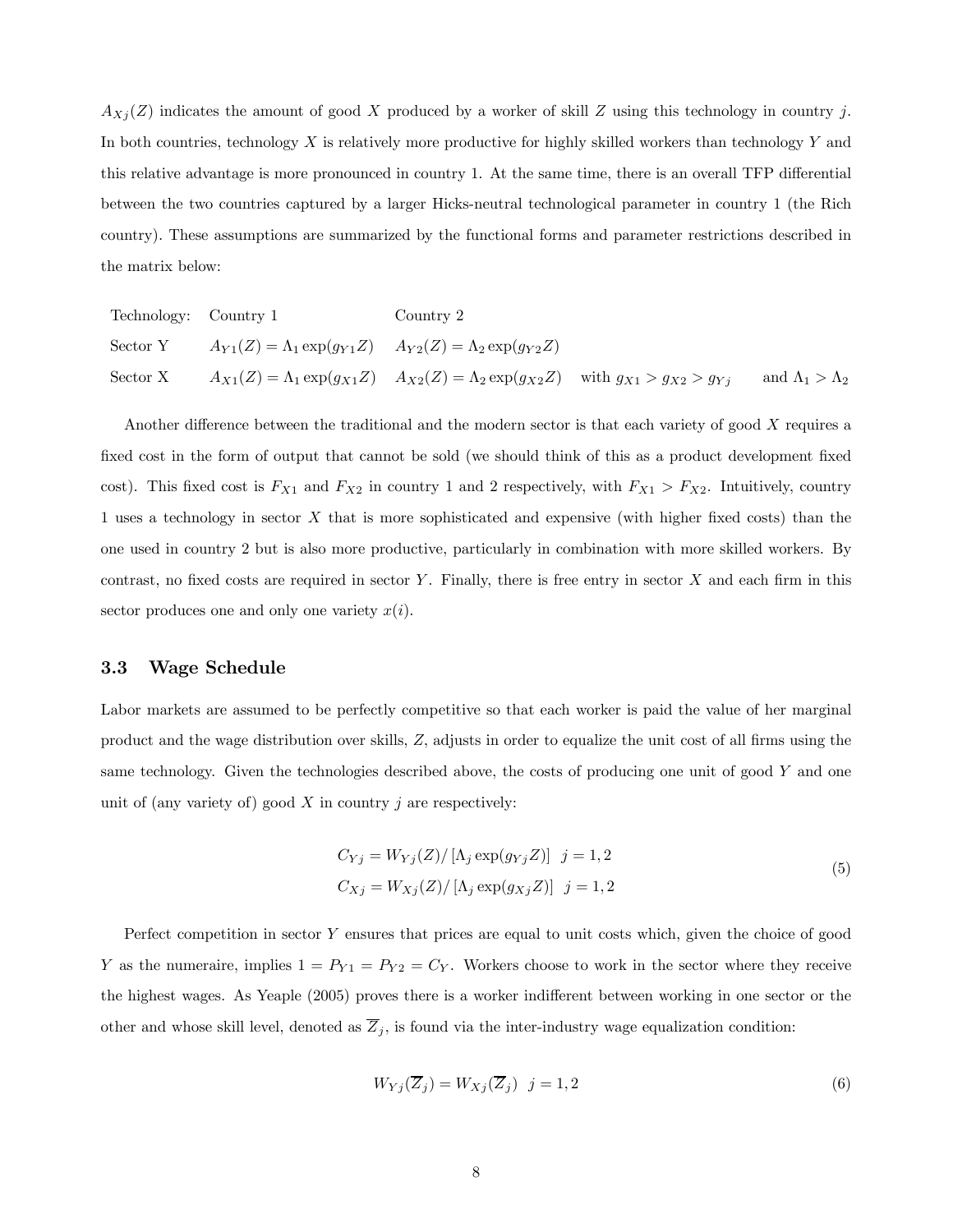$A_{Xj}(Z)$ indicates the amount of good $X$ produced by a worker of skill $Z$ using this technology in country $j$. In both countries, technology $X$ is relatively more productive for highly skilled workers than technology $Y$ and this relative advantage is more pronounced in country 1. At the same time, there is an overall TFP differential between the two countries captured by a larger Hicks-neutral technological parameter in country 1 (the Rich country). These assumptions are summarized by the functional forms and parameter restrictions described in the matrix below:

| Technology: | Country 1 | Country 2 | | |
|---|---|---|---|---|
| Sector Y | $A_{Y1}(Z) = \Lambda_1 \exp(g_{Y1}Z)$ | $A_{Y2}(Z) = \Lambda_2 \exp(g_{Y2}Z)$ | | |
| Sector X | $A_{X1}(Z) = \Lambda_1 \exp(g_{X1}Z)$ | $A_{X2}(Z) = \Lambda_2 \exp(g_{X2}Z)$ | with $g_{X1} > g_{X2} > g_{Yj}$ | and $\Lambda_1 > \Lambda_2$ |

Another difference between the traditional and the modern sector is that each variety of good $X$ requires a fixed cost in the form of output that cannot be sold (we should think of this as a product development fixed cost). This fixed cost is $F_{X1}$ and $F_{X2}$ in country 1 and 2 respectively, with $F_{X1} > F_{X2}$. Intuitively, country 1 uses a technology in sector $X$ that is more sophisticated and expensive (with higher fixed costs) than the one used in country 2 but is also more productive, particularly in combination with more skilled workers. By contrast, no fixed costs are required in sector $Y$. Finally, there is free entry in sector $X$ and each firm in this sector produces one and only one variety $x(i)$.

### 3.3 Wage Schedule

Labor markets are assumed to be perfectly competitive so that each worker is paid the value of her marginal product and the wage distribution over skills, $Z$, adjusts in order to equalize the unit cost of all firms using the same technology. Given the technologies described above, the costs of producing one unit of good $Y$ and one unit of (any variety of) good $X$ in country $j$ are respectively:

$$
\begin{aligned}
C_{Yj} &= W_{Yj}(Z)/\left[\Lambda_j \exp(g_{Yj}Z)\right] \quad j = 1, 2 \\
C_{Xj} &= W_{Xj}(Z)/\left[\Lambda_j \exp(g_{Xj}Z)\right] \quad j = 1, 2
\end{aligned}
\tag{5}
$$

Perfect competition in sector $Y$ ensures that prices are equal to unit costs which, given the choice of good $Y$ as the numeraire, implies $1 = P_{Y1} = P_{Y2} = C_Y$. Workers choose to work in the sector where they receive the highest wages. As Yeaple (2005) proves there is a worker indifferent between working in one sector or the other and whose skill level, denoted as $\overline{Z}_j$, is found via the inter-industry wage equalization condition:

$$
W_{Yj}(\overline{Z}_j) = W_{Xj}(\overline{Z}_j) \quad j = 1, 2 \tag{6}
$$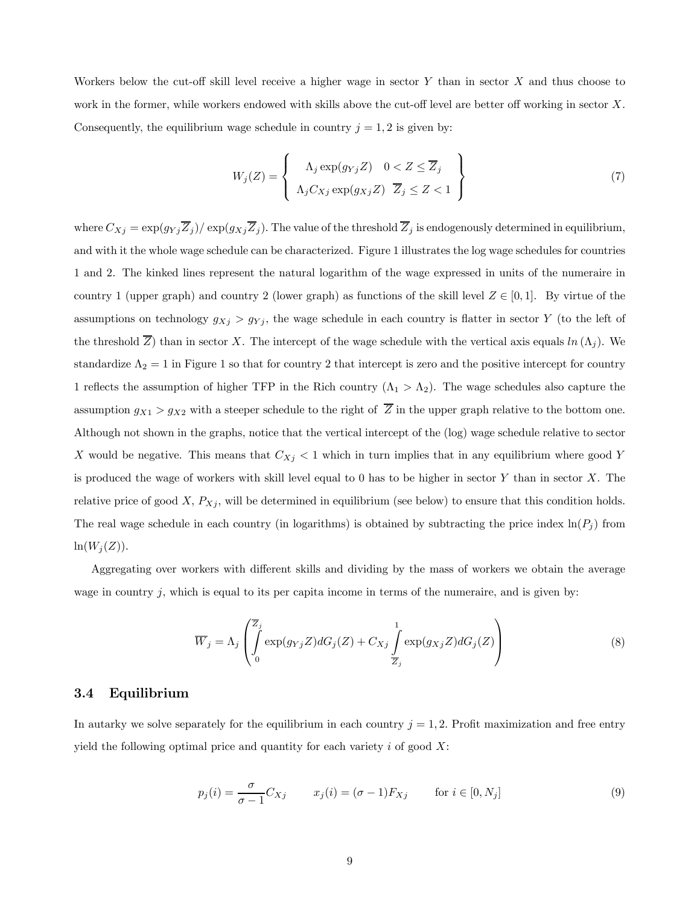Workers below the cut-off skill level receive a higher wage in sector $Y$ than in sector $X$ and thus choose to work in the former, while workers endowed with skills above the cut-off level are better off working in sector $X$. Consequently, the equilibrium wage schedule in country $j = 1, 2$ is given by:

$$W_j(Z) = \left\{ \begin{array}{cc} \Lambda_j \exp(g_{Yj} Z) & 0 < Z \leq \overline{Z}_j \\ \Lambda_j C_{Xj} \exp(g_{Xj} Z) & \overline{Z}_j \leq Z < 1 \end{array} \right\} \tag{7}$$

where $C_{Xj} = \exp(g_{Yj}\overline{Z}_j)/\exp(g_{Xj}\overline{Z}_j)$. The value of the threshold $\overline{Z}_j$ is endogenously determined in equilibrium, and with it the whole wage schedule can be characterized. Figure 1 illustrates the log wage schedules for countries 1 and 2. The kinked lines represent the natural logarithm of the wage expressed in units of the numeraire in country 1 (upper graph) and country 2 (lower graph) as functions of the skill level $Z \in [0, 1]$. By virtue of the assumptions on technology $g_{Xj} > g_{Yj}$, the wage schedule in each country is flatter in sector $Y$ (to the left of the threshold $\overline{Z}$) than in sector $X$. The intercept of the wage schedule with the vertical axis equals $ln(\Lambda_j)$. We standardize $\Lambda_2 = 1$ in Figure 1 so that for country 2 that intercept is zero and the positive intercept for country 1 reflects the assumption of higher TFP in the Rich country ($\Lambda_1 > \Lambda_2$). The wage schedules also capture the assumption $g_{X1} > g_{X2}$ with a steeper schedule to the right of $\overline{Z}$ in the upper graph relative to the bottom one. Although not shown in the graphs, notice that the vertical intercept of the (log) wage schedule relative to sector $X$ would be negative. This means that $C_{Xj} < 1$ which in turn implies that in any equilibrium where good $Y$ is produced the wage of workers with skill level equal to 0 has to be higher in sector $Y$ than in sector $X$. The relative price of good $X$, $P_{Xj}$, will be determined in equilibrium (see below) to ensure that this condition holds. The real wage schedule in each country (in logarithms) is obtained by subtracting the price index $\ln(P_j)$ from $\ln(W_j(Z))$.

Aggregating over workers with different skills and dividing by the mass of workers we obtain the average wage in country $j$, which is equal to its per capita income in terms of the numeraire, and is given by:

$$\overline{W}_j = \Lambda_j \left( \int_0^{\overline{Z}_j} \exp(g_{Yj} Z) dG_j(Z) + C_{Xj} \int_{\overline{Z}_j}^{1} \exp(g_{Xj} Z) dG_j(Z) \right) \tag{8}$$

### 3.4 Equilibrium

In autarky we solve separately for the equilibrium in each country $j = 1, 2$. Profit maximization and free entry yield the following optimal price and quantity for each variety $i$ of good $X$:

$$p_j(i) = \frac{\sigma}{\sigma - 1} C_{Xj} \qquad x_j(i) = (\sigma - 1) F_{Xj} \qquad \text{for } i \in [0, N_j] \tag{9}$$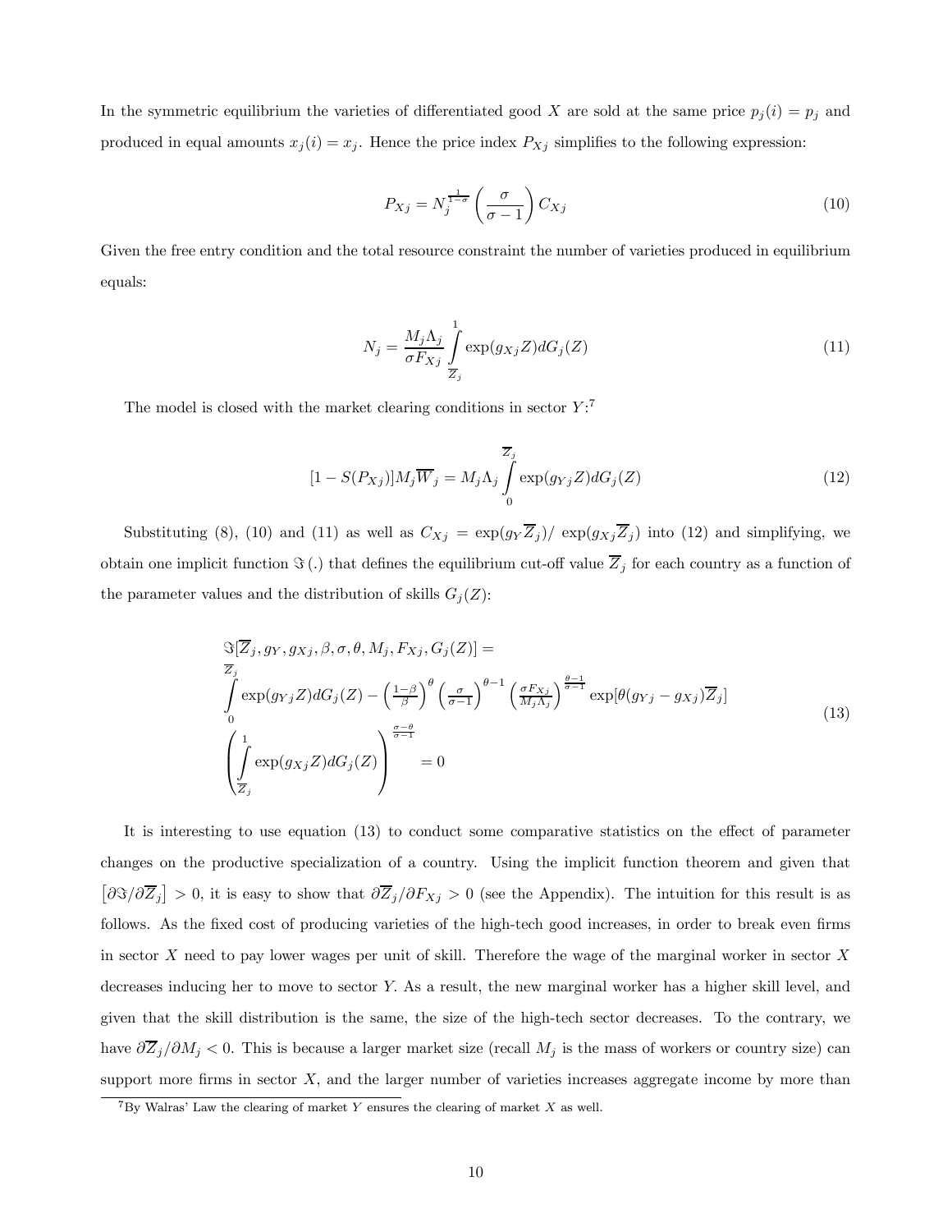In the symmetric equilibrium the varieties of differentiated good $X$ are sold at the same price $p_j(i) = p_j$ and produced in equal amounts $x_j(i) = x_j$. Hence the price index $P_{Xj}$ simplifies to the following expression:

$$P_{Xj} = N_j^{\frac{1}{1-\sigma}} \left(\frac{\sigma}{\sigma - 1}\right) C_{Xj} \tag{10}$$

Given the free entry condition and the total resource constraint the number of varieties produced in equilibrium equals:

$$N_j = \frac{M_j \Lambda_j}{\sigma F_{Xj}} \int_{\overline{Z}_j}^{1} \exp(g_{Xj} Z) dG_j(Z) \tag{11}$$

The model is closed with the market clearing conditions in sector $Y$:[7]

$$[1 - S(P_{Xj})] M_j \overline{W}_j = M_j \Lambda_j \int_{0}^{\overline{Z}_j} \exp(g_{Yj} Z) dG_j(Z) \tag{12}$$

Substituting (8), (10) and (11) as well as $C_{Xj} = \exp(g_Y \overline{Z}_j) / \exp(g_{Xj} \overline{Z}_j)$ into (12) and simplifying, we obtain one implicit function $\Im(.)$ that defines the equilibrium cut-off value $\overline{Z}_j$ for each country as a function of the parameter values and the distribution of skills $G_j(Z)$:

$$\begin{aligned}
&\Im[\overline{Z}_j, g_Y, g_{Xj}, \beta, \sigma, \theta, M_j, F_{Xj}, G_j(Z)] = \\
&\int_{0}^{\overline{Z}_j} \exp(g_{Yj} Z) dG_j(Z) - \left(\tfrac{1-\beta}{\beta}\right)^{\theta} \left(\tfrac{\sigma}{\sigma-1}\right)^{\theta-1} \left(\tfrac{\sigma F_{Xj}}{M_j \Lambda_j}\right)^{\frac{\theta-1}{\sigma-1}} \exp[\theta(g_{Yj} - g_{Xj})\overline{Z}_j] \\
&\left(\int_{\overline{Z}_j}^{1} \exp(g_{Xj} Z) dG_j(Z)\right)^{\frac{\sigma-\theta}{\sigma-1}} = 0
\end{aligned} \tag{13}$$

It is interesting to use equation (13) to conduct some comparative statistics on the effect of parameter changes on the productive specialization of a country. Using the implicit function theorem and given that $\left[\partial \Im / \partial \overline{Z}_j\right] > 0$, it is easy to show that $\partial \overline{Z}_j / \partial F_{Xj} > 0$ (see the Appendix). The intuition for this result is as follows. As the fixed cost of producing varieties of the high-tech good increases, in order to break even firms in sector $X$ need to pay lower wages per unit of skill. Therefore the wage of the marginal worker in sector $X$ decreases inducing her to move to sector $Y$. As a result, the new marginal worker has a higher skill level, and given that the skill distribution is the same, the size of the high-tech sector decreases. To the contrary, we have $\partial \overline{Z}_j / \partial M_j < 0$. This is because a larger market size (recall $M_j$ is the mass of workers or country size) can support more firms in sector $X$, and the larger number of varieties increases aggregate income by more than

[7] By Walras' Law the clearing of market $Y$ ensures the clearing of market $X$ as well.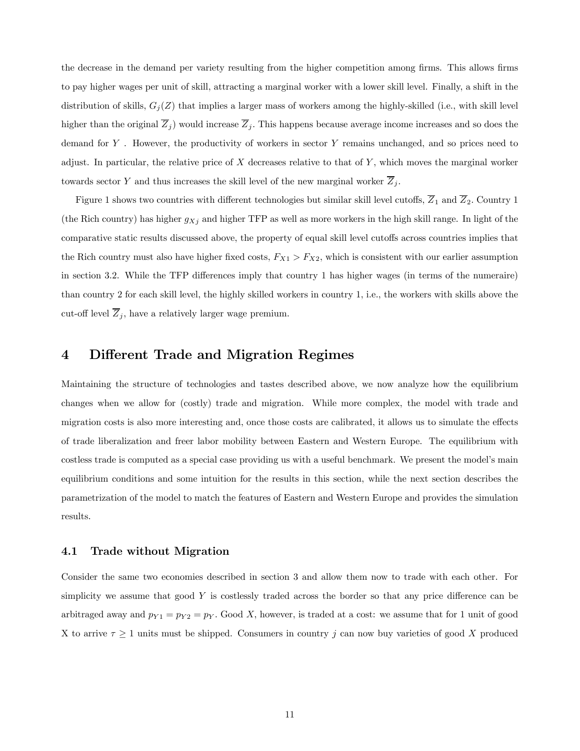the decrease in the demand per variety resulting from the higher competition among firms. This allows firms to pay higher wages per unit of skill, attracting a marginal worker with a lower skill level. Finally, a shift in the distribution of skills, $G_j(Z)$ that implies a larger mass of workers among the highly-skilled (i.e., with skill level higher than the original $\overline{Z}_j$) would increase $\overline{Z}_j$. This happens because average income increases and so does the demand for $Y$ . However, the productivity of workers in sector $Y$ remains unchanged, and so prices need to adjust. In particular, the relative price of $X$ decreases relative to that of $Y$, which moves the marginal worker towards sector $Y$ and thus increases the skill level of the new marginal worker $\overline{Z}_j$.

Figure 1 shows two countries with different technologies but similar skill level cutoffs, $\overline{Z}_1$ and $\overline{Z}_2$. Country 1 (the Rich country) has higher $g_{Xj}$ and higher TFP as well as more workers in the high skill range. In light of the comparative static results discussed above, the property of equal skill level cutoffs across countries implies that the Rich country must also have higher fixed costs, $F_{X1} > F_{X2}$, which is consistent with our earlier assumption in section 3.2. While the TFP differences imply that country 1 has higher wages (in terms of the numeraire) than country 2 for each skill level, the highly skilled workers in country 1, i.e., the workers with skills above the cut-off level $\overline{Z}_j$, have a relatively larger wage premium.

# 4 Different Trade and Migration Regimes

Maintaining the structure of technologies and tastes described above, we now analyze how the equilibrium changes when we allow for (costly) trade and migration. While more complex, the model with trade and migration costs is also more interesting and, once those costs are calibrated, it allows us to simulate the effects of trade liberalization and freer labor mobility between Eastern and Western Europe. The equilibrium with costless trade is computed as a special case providing us with a useful benchmark. We present the model's main equilibrium conditions and some intuition for the results in this section, while the next section describes the parametrization of the model to match the features of Eastern and Western Europe and provides the simulation results.

## 4.1 Trade without Migration

Consider the same two economies described in section 3 and allow them now to trade with each other. For simplicity we assume that good $Y$ is costlessly traded across the border so that any price difference can be arbitraged away and $p_{Y1} = p_{Y2} = p_Y$. Good $X$, however, is traded at a cost: we assume that for 1 unit of good X to arrive $\tau \geq 1$ units must be shipped. Consumers in country $j$ can now buy varieties of good $X$ produced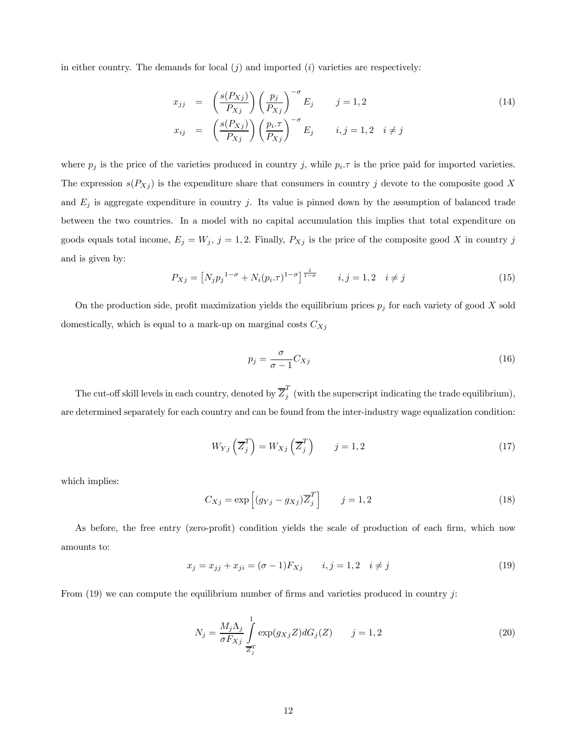in either country. The demands for local ($j$) and imported ($i$) varieties are respectively:

$$
\begin{aligned}
x_{jj} &= \left(\frac{s(P_{Xj})}{P_{Xj}}\right)\left(\frac{p_j}{P_{Xj}}\right)^{-\sigma} E_j \qquad j = 1, 2 \\
x_{ij} &= \left(\frac{s(P_{Xj})}{P_{Xj}}\right)\left(\frac{p_i.\tau}{P_{Xj}}\right)^{-\sigma} E_j \qquad i, j = 1, 2 \quad i \neq j
\end{aligned}
\tag{14}
$$

where $p_j$ is the price of the varieties produced in country $j$, while $p_i.\tau$ is the price paid for imported varieties. The expression $s(P_{Xj})$ is the expenditure share that consumers in country $j$ devote to the composite good $X$ and $E_j$ is aggregate expenditure in country $j$. Its value is pinned down by the assumption of balanced trade between the two countries. In a model with no capital accumulation this implies that total expenditure on goods equals total income, $E_j = W_j$, $j = 1, 2$. Finally, $P_{Xj}$ is the price of the composite good $X$ in country $j$ and is given by:

$$
P_{Xj} = \left[N_j {p_j}^{1-\sigma} + N_i (p_i.\tau)^{1-\sigma}\right]^{\frac{1}{1-\sigma}} \qquad i, j = 1, 2 \quad i \neq j \tag{15}
$$

On the production side, profit maximization yields the equilibrium prices $p_j$ for each variety of good $X$ sold domestically, which is equal to a mark-up on marginal costs $C_{Xj}$

$$
p_j = \frac{\sigma}{\sigma - 1} C_{Xj} \tag{16}
$$

The cut-off skill levels in each country, denoted by $\overline{Z}_j^T$ (with the superscript indicating the trade equilibrium), are determined separately for each country and can be found from the inter-industry wage equalization condition:

$$
W_{Yj}\left(\overline{Z}_j^T\right) = W_{Xj}\left(\overline{Z}_j^T\right) \qquad j = 1, 2 \tag{17}
$$

which implies:

$$
C_{Xj} = \exp\left[(g_{Yj} - g_{Xj})\overline{Z}_j^T\right] \qquad j = 1, 2 \tag{18}
$$

As before, the free entry (zero-profit) condition yields the scale of production of each firm, which now amounts to:

$$
x_j = x_{jj} + x_{ji} = (\sigma - 1) F_{Xj} \qquad i, j = 1, 2 \quad i \neq j \tag{19}
$$

From (19) we can compute the equilibrium number of firms and varieties produced in country $j$:

$$
N_j = \frac{M_j \Lambda_j}{\sigma F_{Xj}} \int_{\overline{Z}_j^T}^{1} \exp(g_{Xj} Z) dG_j(Z) \qquad j = 1, 2 \tag{20}
$$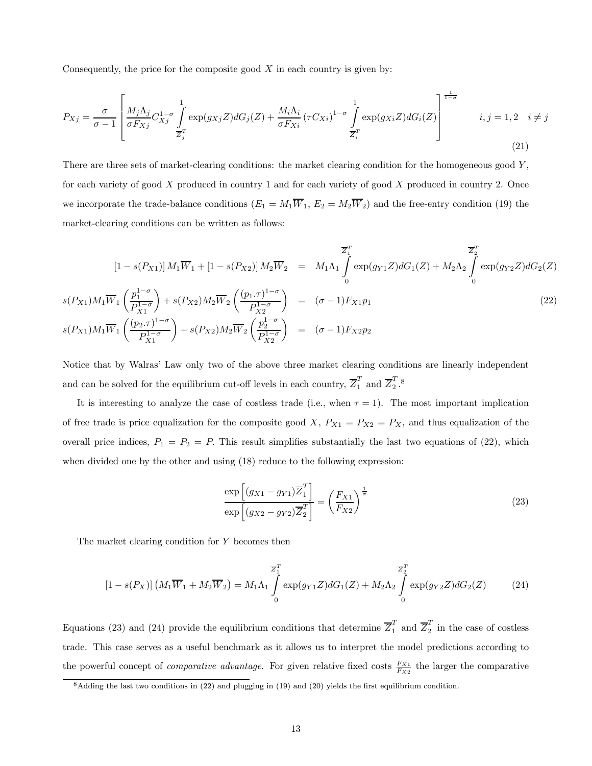Consequently, the price for the composite good $X$ in each country is given by:

$$P_{Xj} = \frac{\sigma}{\sigma-1}\left[\frac{M_j\Lambda_j}{\sigma F_{Xj}}C_{Xj}^{1-\sigma}\int_{\overline{Z}_j^T}^{1}\exp(g_{Xj}Z)dG_j(Z) + \frac{M_i\Lambda_i}{\sigma F_{Xi}}\left(\tau C_{Xi}\right)^{1-\sigma}\int_{\overline{Z}_i^T}^{1}\exp(g_{Xi}Z)dG_i(Z)\right]^{\frac{1}{1-\sigma}} \qquad i,j=1,2 \quad i \neq j \tag{21}$$

There are three sets of market-clearing conditions: the market clearing condition for the homogeneous good $Y$, for each variety of good $X$ produced in country 1 and for each variety of good $X$ produced in country 2. Once we incorporate the trade-balance conditions ($E_1 = M_1\overline{W}_1$, $E_2 = M_2\overline{W}_2$) and the free-entry condition (19) the market-clearing conditions can be written as follows:

$$\begin{aligned}
\left[1-s(P_{X1})\right]M_1\overline{W}_1 + \left[1-s(P_{X2})\right]M_2\overline{W}_2 &= M_1\Lambda_1\int_0^{\overline{Z}_1^T}\exp(g_{Y1}Z)dG_1(Z) + M_2\Lambda_2\int_0^{\overline{Z}_2^T}\exp(g_{Y2}Z)dG_2(Z) \\
s(P_{X1})M_1\overline{W}_1\left(\frac{p_1^{1-\sigma}}{P_{X1}^{1-\sigma}}\right) + s(P_{X2})M_2\overline{W}_2\left(\frac{(p_1.\tau)^{1-\sigma}}{P_{X2}^{1-\sigma}}\right) &= (\sigma-1)F_{X1}p_1 \\
s(P_{X1})M_1\overline{W}_1\left(\frac{(p_2.\tau)^{1-\sigma}}{P_{X1}^{1-\sigma}}\right) + s(P_{X2})M_2\overline{W}_2\left(\frac{p_2^{1-\sigma}}{P_{X2}^{1-\sigma}}\right) &= (\sigma-1)F_{X2}p_2
\end{aligned} \tag{22}$$

Notice that by Walras' Law only two of the above three market clearing conditions are linearly independent and can be solved for the equilibrium cut-off levels in each country, $\overline{Z}_1^T$ and $\overline{Z}_2^T$.[8]

It is interesting to analyze the case of costless trade (i.e., when $\tau = 1$). The most important implication of free trade is price equalization for the composite good $X$, $P_{X1} = P_{X2} = P_X$, and thus equalization of the overall price indices, $P_1 = P_2 = P$. This result simplifies substantially the last two equations of (22), which when divided one by the other and using (18) reduce to the following expression:

$$\frac{\exp\left[(g_{X1}-g_{Y1})\overline{Z}_1^T\right]}{\exp\left[(g_{X2}-g_{Y2})\overline{Z}_2^T\right]} = \left(\frac{F_{X1}}{F_{X2}}\right)^{\frac{1}{\sigma}} \tag{23}$$

The market clearing condition for $Y$ becomes then

$$\left[1-s(P_X)\right]\left(M_1\overline{W}_1 + M_2\overline{W}_2\right) = M_1\Lambda_1\int_0^{\overline{Z}_1^T}\exp(g_{Y1}Z)dG_1(Z) + M_2\Lambda_2\int_0^{\overline{Z}_2^T}\exp(g_{Y2}Z)dG_2(Z) \tag{24}$$

Equations (23) and (24) provide the equilibrium conditions that determine $\overline{Z}_1^T$ and $\overline{Z}_2^T$ in the case of costless trade. This case serves as a useful benchmark as it allows us to interpret the model predictions according to the powerful concept of *comparative advantage*. For given relative fixed costs $\frac{F_{X1}}{F_{X2}}$ the larger the comparative

[8] Adding the last two conditions in (22) and plugging in (19) and (20) yields the first equilibrium condition.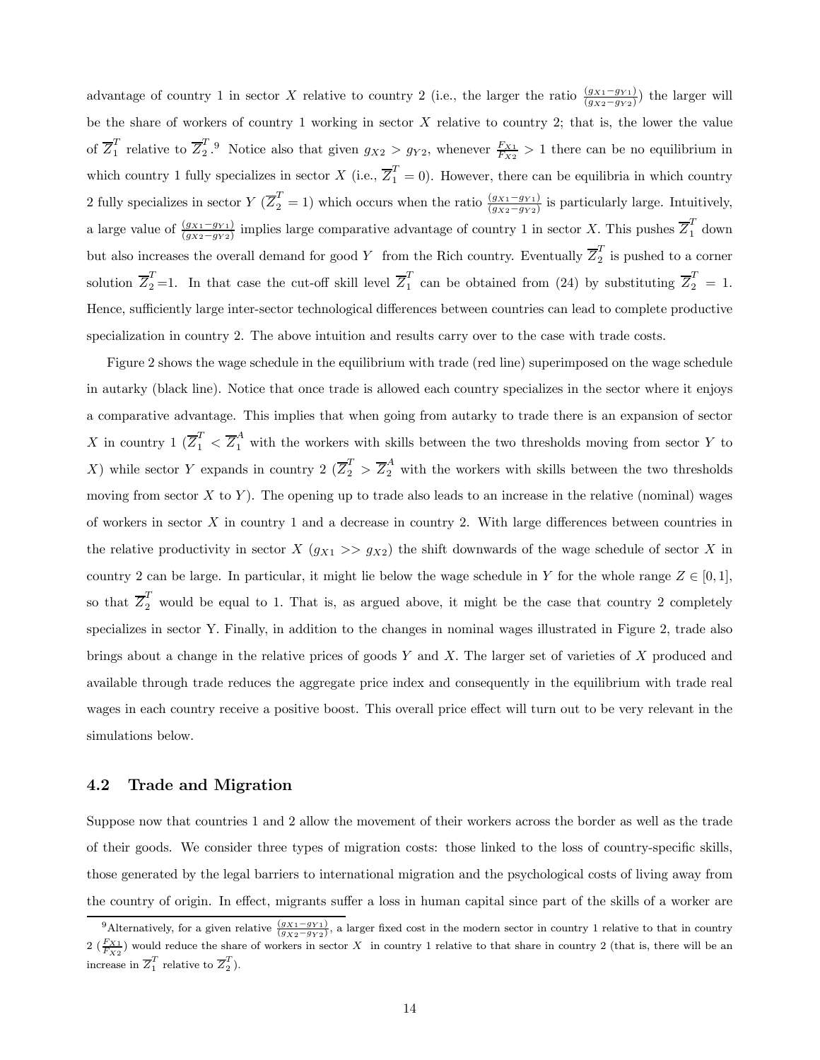advantage of country 1 in sector $X$ relative to country 2 (i.e., the larger the ratio $\frac{(g_{X1}-g_{Y1})}{(g_{X2}-g_{Y2})}$) the larger will be the share of workers of country 1 working in sector $X$ relative to country 2; that is, the lower the value of $\overline{Z}_1^T$ relative to $\overline{Z}_2^T$.[9] Notice also that given $g_{X2} > g_{Y2}$, whenever $\frac{F_{X1}}{F_{X2}} > 1$ there can be no equilibrium in which country 1 fully specializes in sector $X$ (i.e., $\overline{Z}_1^T = 0$). However, there can be equilibria in which country 2 fully specializes in sector $Y$ ($\overline{Z}_2^T = 1$) which occurs when the ratio $\frac{(g_{X1}-g_{Y1})}{(g_{X2}-g_{Y2})}$ is particularly large. Intuitively, a large value of $\frac{(g_{X1}-g_{Y1})}{(g_{X2}-g_{Y2})}$ implies large comparative advantage of country 1 in sector $X$. This pushes $\overline{Z}_1^T$ down but also increases the overall demand for good $Y$ from the Rich country. Eventually $\overline{Z}_2^T$ is pushed to a corner solution $\overline{Z}_2^T$=1. In that case the cut-off skill level $\overline{Z}_1^T$ can be obtained from (24) by substituting $\overline{Z}_2^T = 1$. Hence, sufficiently large inter-sector technological differences between countries can lead to complete productive specialization in country 2. The above intuition and results carry over to the case with trade costs.

Figure 2 shows the wage schedule in the equilibrium with trade (red line) superimposed on the wage schedule in autarky (black line). Notice that once trade is allowed each country specializes in the sector where it enjoys a comparative advantage. This implies that when going from autarky to trade there is an expansion of sector $X$ in country 1 ($\overline{Z}_1^T < \overline{Z}_1^A$ with the workers with skills between the two thresholds moving from sector $Y$ to $X$) while sector $Y$ expands in country 2 ($\overline{Z}_2^T > \overline{Z}_2^A$ with the workers with skills between the two thresholds moving from sector $X$ to $Y$). The opening up to trade also leads to an increase in the relative (nominal) wages of workers in sector $X$ in country 1 and a decrease in country 2. With large differences between countries in the relative productivity in sector $X$ ($g_{X1} >> g_{X2}$) the shift downwards of the wage schedule of sector $X$ in country 2 can be large. In particular, it might lie below the wage schedule in $Y$ for the whole range $Z \in [0, 1]$, so that $\overline{Z}_2^T$ would be equal to 1. That is, as argued above, it might be the case that country 2 completely specializes in sector Y. Finally, in addition to the changes in nominal wages illustrated in Figure 2, trade also brings about a change in the relative prices of goods $Y$ and $X$. The larger set of varieties of $X$ produced and available through trade reduces the aggregate price index and consequently in the equilibrium with trade real wages in each country receive a positive boost. This overall price effect will turn out to be very relevant in the simulations below.

## 4.2 Trade and Migration

Suppose now that countries 1 and 2 allow the movement of their workers across the border as well as the trade of their goods. We consider three types of migration costs: those linked to the loss of country-specific skills, those generated by the legal barriers to international migration and the psychological costs of living away from the country of origin. In effect, migrants suffer a loss in human capital since part of the skills of a worker are

[9] Alternatively, for a given relative $\frac{(g_{X1}-g_{Y1})}{(g_{X2}-g_{Y2})}$, a larger fixed cost in the modern sector in country 1 relative to that in country 2 ($\frac{F_{X1}}{F_{X2}}$) would reduce the share of workers in sector $X$ in country 1 relative to that share in country 2 (that is, there will be an increase in $\overline{Z}_1^T$ relative to $\overline{Z}_2^T$).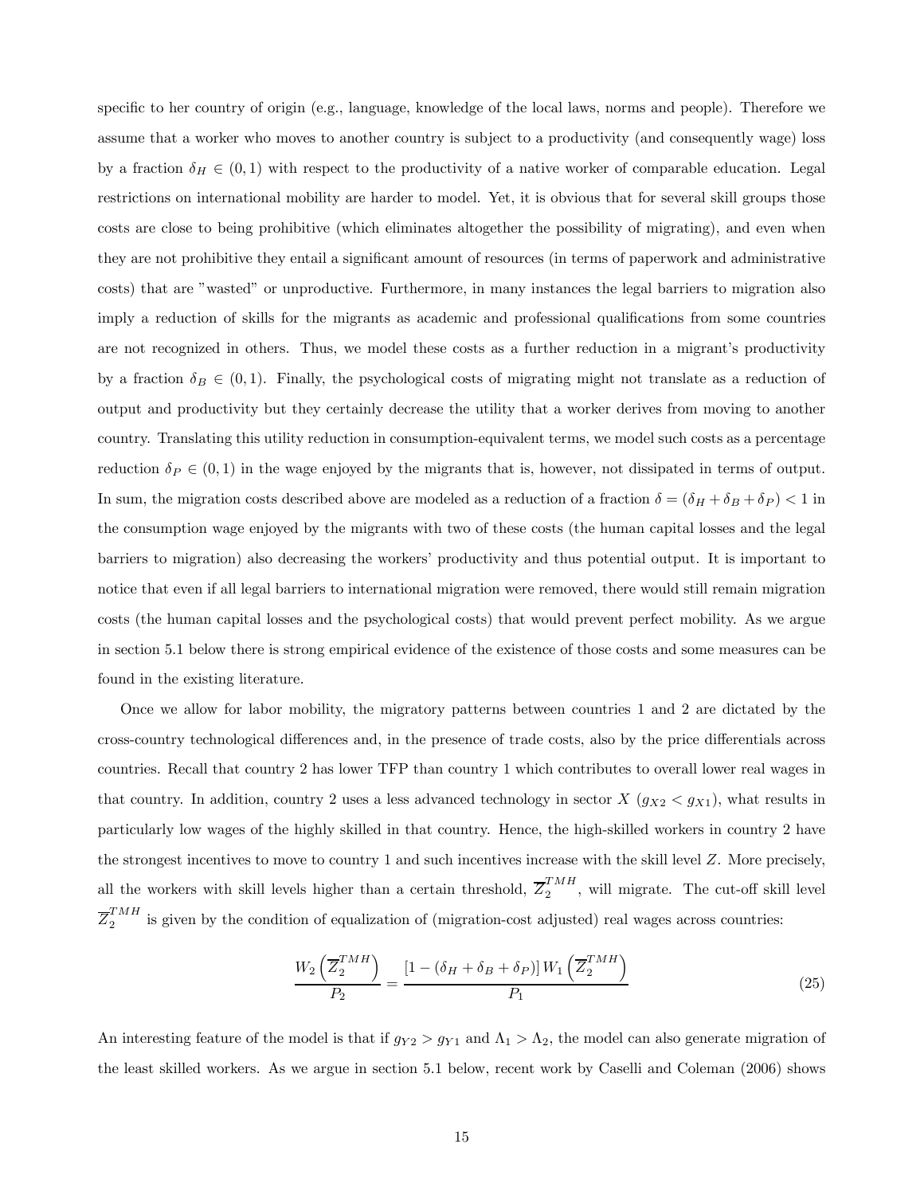specific to her country of origin (e.g., language, knowledge of the local laws, norms and people). Therefore we assume that a worker who moves to another country is subject to a productivity (and consequently wage) loss by a fraction $\delta_H \in (0,1)$ with respect to the productivity of a native worker of comparable education. Legal restrictions on international mobility are harder to model. Yet, it is obvious that for several skill groups those costs are close to being prohibitive (which eliminates altogether the possibility of migrating), and even when they are not prohibitive they entail a significant amount of resources (in terms of paperwork and administrative costs) that are "wasted" or unproductive. Furthermore, in many instances the legal barriers to migration also imply a reduction of skills for the migrants as academic and professional qualifications from some countries are not recognized in others. Thus, we model these costs as a further reduction in a migrant's productivity by a fraction $\delta_B \in (0,1)$. Finally, the psychological costs of migrating might not translate as a reduction of output and productivity but they certainly decrease the utility that a worker derives from moving to another country. Translating this utility reduction in consumption-equivalent terms, we model such costs as a percentage reduction $\delta_P \in (0,1)$ in the wage enjoyed by the migrants that is, however, not dissipated in terms of output. In sum, the migration costs described above are modeled as a reduction of a fraction $\delta = (\delta_H + \delta_B + \delta_P) < 1$ in the consumption wage enjoyed by the migrants with two of these costs (the human capital losses and the legal barriers to migration) also decreasing the workers' productivity and thus potential output. It is important to notice that even if all legal barriers to international migration were removed, there would still remain migration costs (the human capital losses and the psychological costs) that would prevent perfect mobility. As we argue in section 5.1 below there is strong empirical evidence of the existence of those costs and some measures can be found in the existing literature.

Once we allow for labor mobility, the migratory patterns between countries 1 and 2 are dictated by the cross-country technological differences and, in the presence of trade costs, also by the price differentials across countries. Recall that country 2 has lower TFP than country 1 which contributes to overall lower real wages in that country. In addition, country 2 uses a less advanced technology in sector $X$ ($g_{X2} < g_{X1}$), what results in particularly low wages of the highly skilled in that country. Hence, the high-skilled workers in country 2 have the strongest incentives to move to country 1 and such incentives increase with the skill level $Z$. More precisely, all the workers with skill levels higher than a certain threshold, $\overline{Z}_2^{TMH}$, will migrate. The cut-off skill level $\overline{Z}_2^{TMH}$ is given by the condition of equalization of (migration-cost adjusted) real wages across countries:

$$\frac{W_2\left(\overline{Z}_2^{TMH}\right)}{P_2} = \frac{\left[1 - (\delta_H + \delta_B + \delta_P)\right] W_1\left(\overline{Z}_2^{TMH}\right)}{P_1} \tag{25}$$

An interesting feature of the model is that if $g_{Y2} > g_{Y1}$ and $\Lambda_1 > \Lambda_2$, the model can also generate migration of the least skilled workers. As we argue in section 5.1 below, recent work by Caselli and Coleman (2006) shows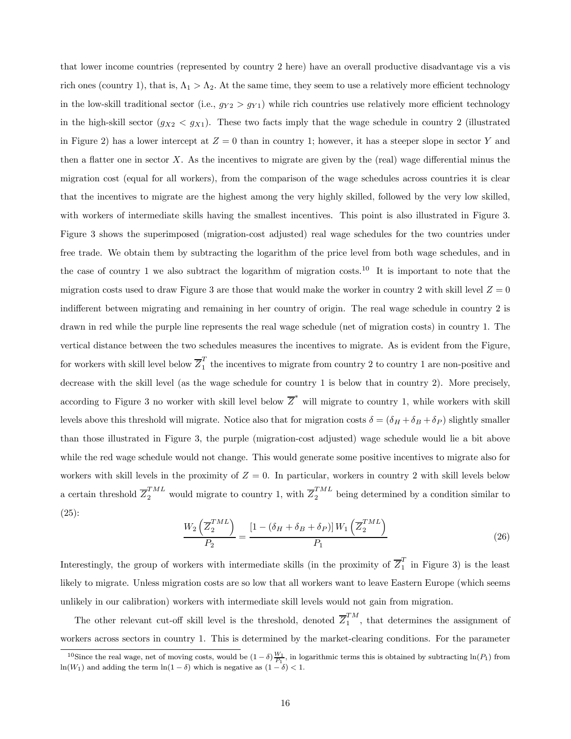that lower income countries (represented by country 2 here) have an overall productive disadvantage vis a vis rich ones (country 1), that is, $\Lambda_1 > \Lambda_2$. At the same time, they seem to use a relatively more efficient technology in the low-skill traditional sector (i.e., $g_{Y2} > g_{Y1}$) while rich countries use relatively more efficient technology in the high-skill sector ($g_{X2} < g_{X1}$). These two facts imply that the wage schedule in country 2 (illustrated in Figure 2) has a lower intercept at $Z = 0$ than in country 1; however, it has a steeper slope in sector $Y$ and then a flatter one in sector $X$. As the incentives to migrate are given by the (real) wage differential minus the migration cost (equal for all workers), from the comparison of the wage schedules across countries it is clear that the incentives to migrate are the highest among the very highly skilled, followed by the very low skilled, with workers of intermediate skills having the smallest incentives. This point is also illustrated in Figure 3. Figure 3 shows the superimposed (migration-cost adjusted) real wage schedules for the two countries under free trade. We obtain them by subtracting the logarithm of the price level from both wage schedules, and in the case of country 1 we also subtract the logarithm of migration costs.[10] It is important to note that the migration costs used to draw Figure 3 are those that would make the worker in country 2 with skill level $Z = 0$ indifferent between migrating and remaining in her country of origin. The real wage schedule in country 2 is drawn in red while the purple line represents the real wage schedule (net of migration costs) in country 1. The vertical distance between the two schedules measures the incentives to migrate. As is evident from the Figure, for workers with skill level below $\overline{Z}_1^T$ the incentives to migrate from country 2 to country 1 are non-positive and decrease with the skill level (as the wage schedule for country 1 is below that in country 2). More precisely, according to Figure 3 no worker with skill level below $\overline{Z}^*$ will migrate to country 1, while workers with skill levels above this threshold will migrate. Notice also that for migration costs $\delta = (\delta_H + \delta_B + \delta_P)$ slightly smaller than those illustrated in Figure 3, the purple (migration-cost adjusted) wage schedule would lie a bit above while the red wage schedule would not change. This would generate some positive incentives to migrate also for workers with skill levels in the proximity of $Z = 0$. In particular, workers in country 2 with skill levels below a certain threshold $\overline{Z}_2^{TML}$ would migrate to country 1, with $\overline{Z}_2^{TML}$ being determined by a condition similar to (25):

$$\frac{W_2\left(\overline{Z}_2^{TML}\right)}{P_2} = \frac{\left[1 - (\delta_H + \delta_B + \delta_P)\right] W_1\left(\overline{Z}_2^{TML}\right)}{P_1} \tag{26}$$

Interestingly, the group of workers with intermediate skills (in the proximity of $\overline{Z}_1^T$ in Figure 3) is the least likely to migrate. Unless migration costs are so low that all workers want to leave Eastern Europe (which seems unlikely in our calibration) workers with intermediate skill levels would not gain from migration.

The other relevant cut-off skill level is the threshold, denoted $\overline{Z}_1^{TM}$, that determines the assignment of workers across sectors in country 1. This is determined by the market-clearing conditions. For the parameter

[10] Since the real wage, net of moving costs, would be $(1-\delta)\frac{W_1}{P_1}$, in logarithmic terms this is obtained by subtracting $\ln(P_1)$ from $\ln(W_1)$ and adding the term $\ln(1-\delta)$ which is negative as $(1-\delta) < 1$.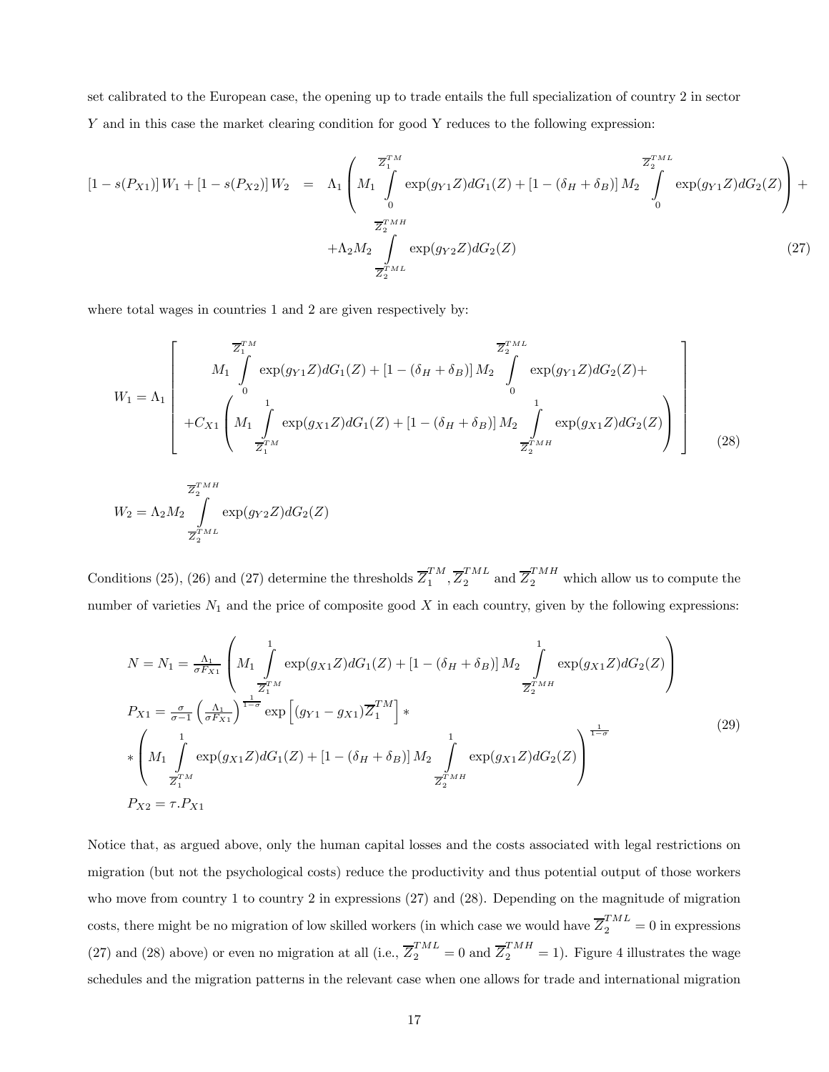set calibrated to the European case, the opening up to trade entails the full specialization of country 2 in sector $Y$ and in this case the market clearing condition for good Y reduces to the following expression:

$$
\begin{aligned}
\left[1-s(P_{X1})\right] W_1 + \left[1-s(P_{X2})\right] W_2 \quad = \quad & \Lambda_1 \left( M_1 \int_0^{\overline{Z}_1^{TM}} \exp(g_{Y1}Z) dG_1(Z) + \left[1-(\delta_H+\delta_B)\right] M_2 \int_0^{\overline{Z}_2^{TML}} \exp(g_{Y1}Z) dG_2(Z) \right) + \\
& + \Lambda_2 M_2 \int_{\overline{Z}_2^{TML}}^{\overline{Z}_2^{TMH}} \exp(g_{Y2}Z) dG_2(Z)
\end{aligned} \tag{27}
$$

where total wages in countries 1 and 2 are given respectively by:

$$
W_1 = \Lambda_1 \left[ \begin{array}{c} M_1 \int_0^{\overline{Z}_1^{TM}} \exp(g_{Y1}Z) dG_1(Z) + \left[1-(\delta_H+\delta_B)\right] M_2 \int_0^{\overline{Z}_2^{TML}} \exp(g_{Y1}Z) dG_2(Z) + \\ + C_{X1} \left( M_1 \int_{\overline{Z}_1^{TM}}^1 \exp(g_{X1}Z) dG_1(Z) + \left[1-(\delta_H+\delta_B)\right] M_2 \int_{\overline{Z}_2^{TMH}}^1 \exp(g_{X1}Z) dG_2(Z) \right) \end{array} \right] \tag{28}
$$

$$
W_2 = \Lambda_2 M_2 \int_{\overline{Z}_2^{TML}}^{\overline{Z}_2^{TMH}} \exp(g_{Y2}Z) dG_2(Z)
$$

Conditions (25), (26) and (27) determine the thresholds $\overline{Z}_1^{TM}, \overline{Z}_2^{TML}$ and $\overline{Z}_2^{TMH}$ which allow us to compute the number of varieties $N_1$ and the price of composite good $X$ in each country, given by the following expressions:

$$
\begin{aligned}
& N = N_1 = \tfrac{\Lambda_1}{\sigma F_{X1}} \left( M_1 \int_{\overline{Z}_1^{TM}}^1 \exp(g_{X1}Z) dG_1(Z) + \left[1-(\delta_H+\delta_B)\right] M_2 \int_{\overline{Z}_2^{TMH}}^1 \exp(g_{X1}Z) dG_2(Z) \right) \\
& P_{X1} = \tfrac{\sigma}{\sigma-1} \left( \tfrac{\Lambda_1}{\sigma F_{X1}} \right)^{\frac{1}{1-\sigma}} \exp\left[ (g_{Y1}-g_{X1}) \overline{Z}_1^{TM} \right] * \\
& * \left( M_1 \int_{\overline{Z}_1^{TM}}^1 \exp(g_{X1}Z) dG_1(Z) + \left[1-(\delta_H+\delta_B)\right] M_2 \int_{\overline{Z}_2^{TMH}}^1 \exp(g_{X1}Z) dG_2(Z) \right)^{\frac{1}{1-\sigma}} \\
& P_{X2} = \tau . P_{X1}
\end{aligned} \tag{29}
$$

Notice that, as argued above, only the human capital losses and the costs associated with legal restrictions on migration (but not the psychological costs) reduce the productivity and thus potential output of those workers who move from country 1 to country 2 in expressions (27) and (28). Depending on the magnitude of migration costs, there might be no migration of low skilled workers (in which case we would have $\overline{Z}_2^{TML} = 0$ in expressions (27) and (28) above) or even no migration at all (i.e., $\overline{Z}_2^{TML} = 0$ and $\overline{Z}_2^{TMH} = 1$). Figure 4 illustrates the wage schedules and the migration patterns in the relevant case when one allows for trade and international migration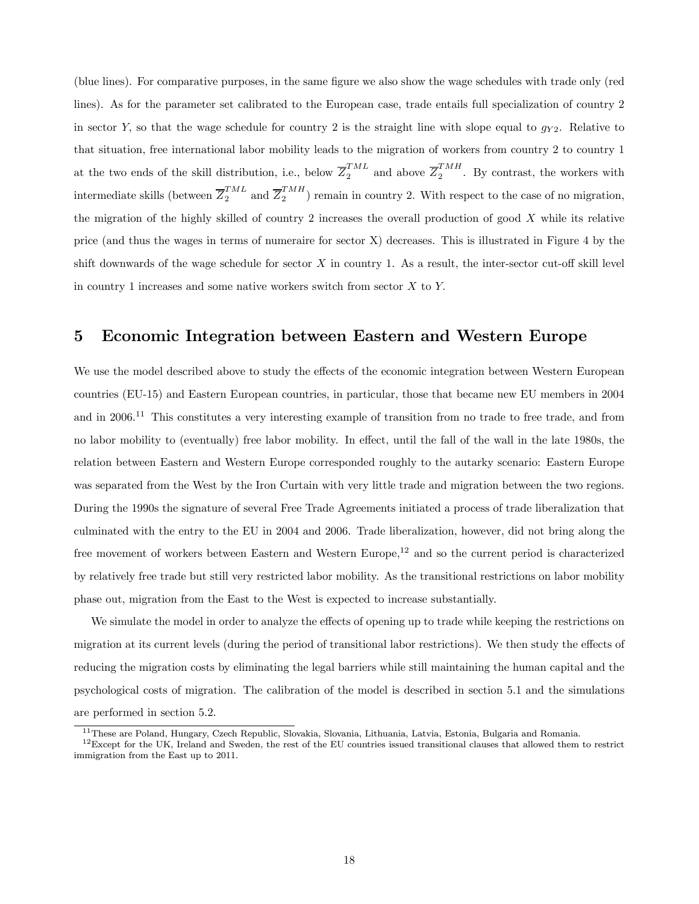(blue lines). For comparative purposes, in the same figure we also show the wage schedules with trade only (red lines). As for the parameter set calibrated to the European case, trade entails full specialization of country 2 in sector $Y$, so that the wage schedule for country 2 is the straight line with slope equal to $g_{Y2}$. Relative to that situation, free international labor mobility leads to the migration of workers from country 2 to country 1 at the two ends of the skill distribution, i.e., below $\overline{Z}_2^{TML}$ and above $\overline{Z}_2^{TMH}$. By contrast, the workers with intermediate skills (between $\overline{Z}_2^{TML}$ and $\overline{Z}_2^{TMH}$) remain in country 2. With respect to the case of no migration, the migration of the highly skilled of country 2 increases the overall production of good $X$ while its relative price (and thus the wages in terms of numeraire for sector X) decreases. This is illustrated in Figure 4 by the shift downwards of the wage schedule for sector $X$ in country 1. As a result, the inter-sector cut-off skill level in country 1 increases and some native workers switch from sector $X$ to $Y$.

## 5 Economic Integration between Eastern and Western Europe

We use the model described above to study the effects of the economic integration between Western European countries (EU-15) and Eastern European countries, in particular, those that became new EU members in 2004 and in 2006.[11] This constitutes a very interesting example of transition from no trade to free trade, and from no labor mobility to (eventually) free labor mobility. In effect, until the fall of the wall in the late 1980s, the relation between Eastern and Western Europe corresponded roughly to the autarky scenario: Eastern Europe was separated from the West by the Iron Curtain with very little trade and migration between the two regions. During the 1990s the signature of several Free Trade Agreements initiated a process of trade liberalization that culminated with the entry to the EU in 2004 and 2006. Trade liberalization, however, did not bring along the free movement of workers between Eastern and Western Europe,[12] and so the current period is characterized by relatively free trade but still very restricted labor mobility. As the transitional restrictions on labor mobility phase out, migration from the East to the West is expected to increase substantially.

We simulate the model in order to analyze the effects of opening up to trade while keeping the restrictions on migration at its current levels (during the period of transitional labor restrictions). We then study the effects of reducing the migration costs by eliminating the legal barriers while still maintaining the human capital and the psychological costs of migration. The calibration of the model is described in section 5.1 and the simulations are performed in section 5.2.

[11] These are Poland, Hungary, Czech Republic, Slovakia, Slovania, Lithuania, Latvia, Estonia, Bulgaria and Romania.

[12] Except for the UK, Ireland and Sweden, the rest of the EU countries issued transitional clauses that allowed them to restrict immigration from the East up to 2011.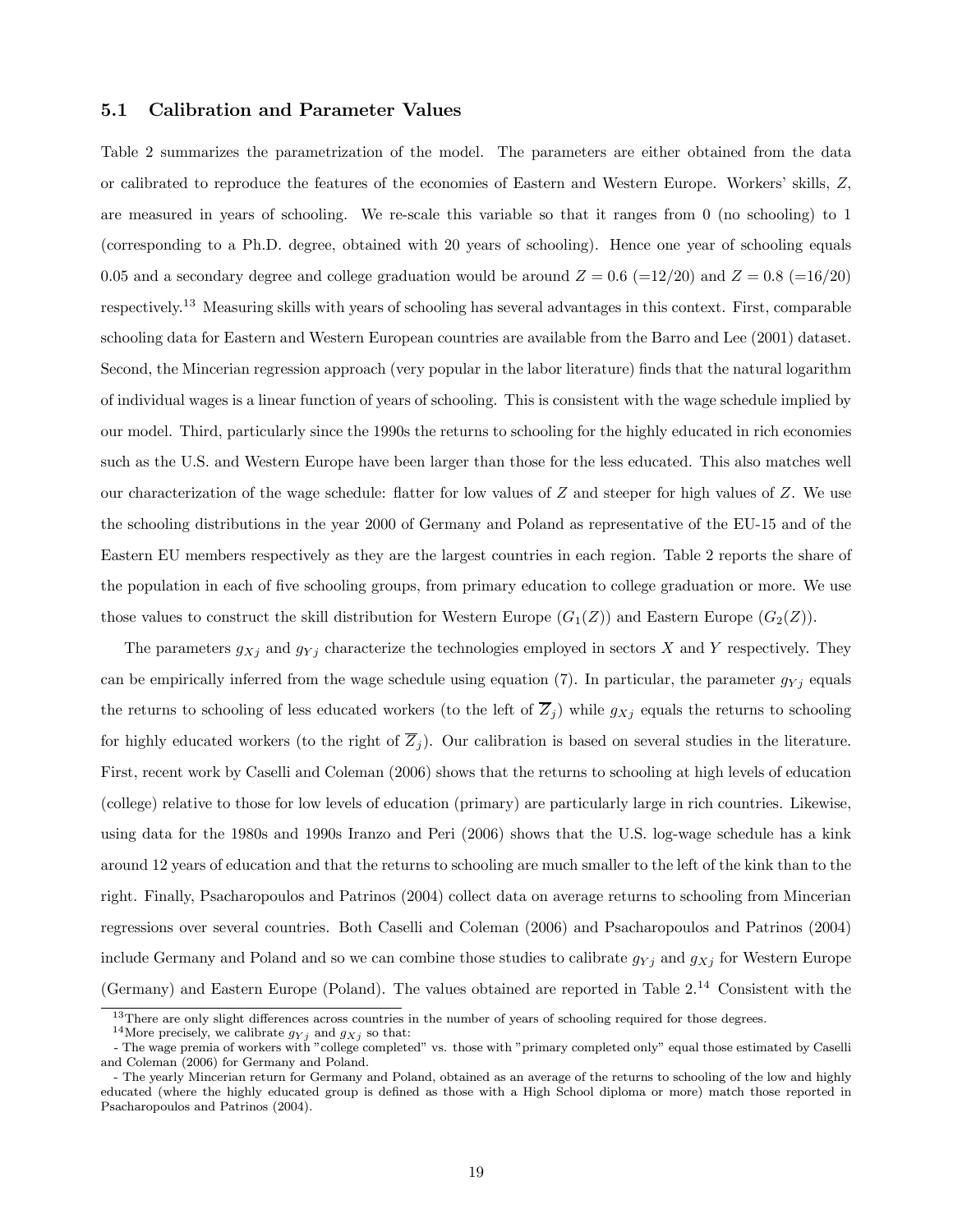### 5.1 Calibration and Parameter Values

Table 2 summarizes the parametrization of the model. The parameters are either obtained from the data or calibrated to reproduce the features of the economies of Eastern and Western Europe. Workers' skills, $Z$, are measured in years of schooling. We re-scale this variable so that it ranges from 0 (no schooling) to 1 (corresponding to a Ph.D. degree, obtained with 20 years of schooling). Hence one year of schooling equals 0.05 and a secondary degree and college graduation would be around $Z = 0.6$ (=12/20) and $Z = 0.8$ (=16/20) respectively.[13] Measuring skills with years of schooling has several advantages in this context. First, comparable schooling data for Eastern and Western European countries are available from the Barro and Lee (2001) dataset. Second, the Mincerian regression approach (very popular in the labor literature) finds that the natural logarithm of individual wages is a linear function of years of schooling. This is consistent with the wage schedule implied by our model. Third, particularly since the 1990s the returns to schooling for the highly educated in rich economies such as the U.S. and Western Europe have been larger than those for the less educated. This also matches well our characterization of the wage schedule: flatter for low values of $Z$ and steeper for high values of $Z$. We use the schooling distributions in the year 2000 of Germany and Poland as representative of the EU-15 and of the Eastern EU members respectively as they are the largest countries in each region. Table 2 reports the share of the population in each of five schooling groups, from primary education to college graduation or more. We use those values to construct the skill distribution for Western Europe ($G_1(Z)$) and Eastern Europe ($G_2(Z)$).

The parameters $g_{Xj}$ and $g_{Yj}$ characterize the technologies employed in sectors $X$ and $Y$ respectively. They can be empirically inferred from the wage schedule using equation (7). In particular, the parameter $g_{Yj}$ equals the returns to schooling of less educated workers (to the left of $\overline{Z}_j$) while $g_{Xj}$ equals the returns to schooling for highly educated workers (to the right of $\overline{Z}_j$). Our calibration is based on several studies in the literature. First, recent work by Caselli and Coleman (2006) shows that the returns to schooling at high levels of education (college) relative to those for low levels of education (primary) are particularly large in rich countries. Likewise, using data for the 1980s and 1990s Iranzo and Peri (2006) shows that the U.S. log-wage schedule has a kink around 12 years of education and that the returns to schooling are much smaller to the left of the kink than to the right. Finally, Psacharopoulos and Patrinos (2004) collect data on average returns to schooling from Mincerian regressions over several countries. Both Caselli and Coleman (2006) and Psacharopoulos and Patrinos (2004) include Germany and Poland and so we can combine those studies to calibrate $g_{Yj}$ and $g_{Xj}$ for Western Europe (Germany) and Eastern Europe (Poland). The values obtained are reported in Table 2.[14] Consistent with the

[13] There are only slight differences across countries in the number of years of schooling required for those degrees.

[14] More precisely, we calibrate $g_{Yj}$ and $g_{Xj}$ so that:

- The wage premia of workers with "college completed" vs. those with "primary completed only" equal those estimated by Caselli and Coleman (2006) for Germany and Poland.

- The yearly Mincerian return for Germany and Poland, obtained as an average of the returns to schooling of the low and highly educated (where the highly educated group is defined as those with a High School diploma or more) match those reported in Psacharopoulos and Patrinos (2004).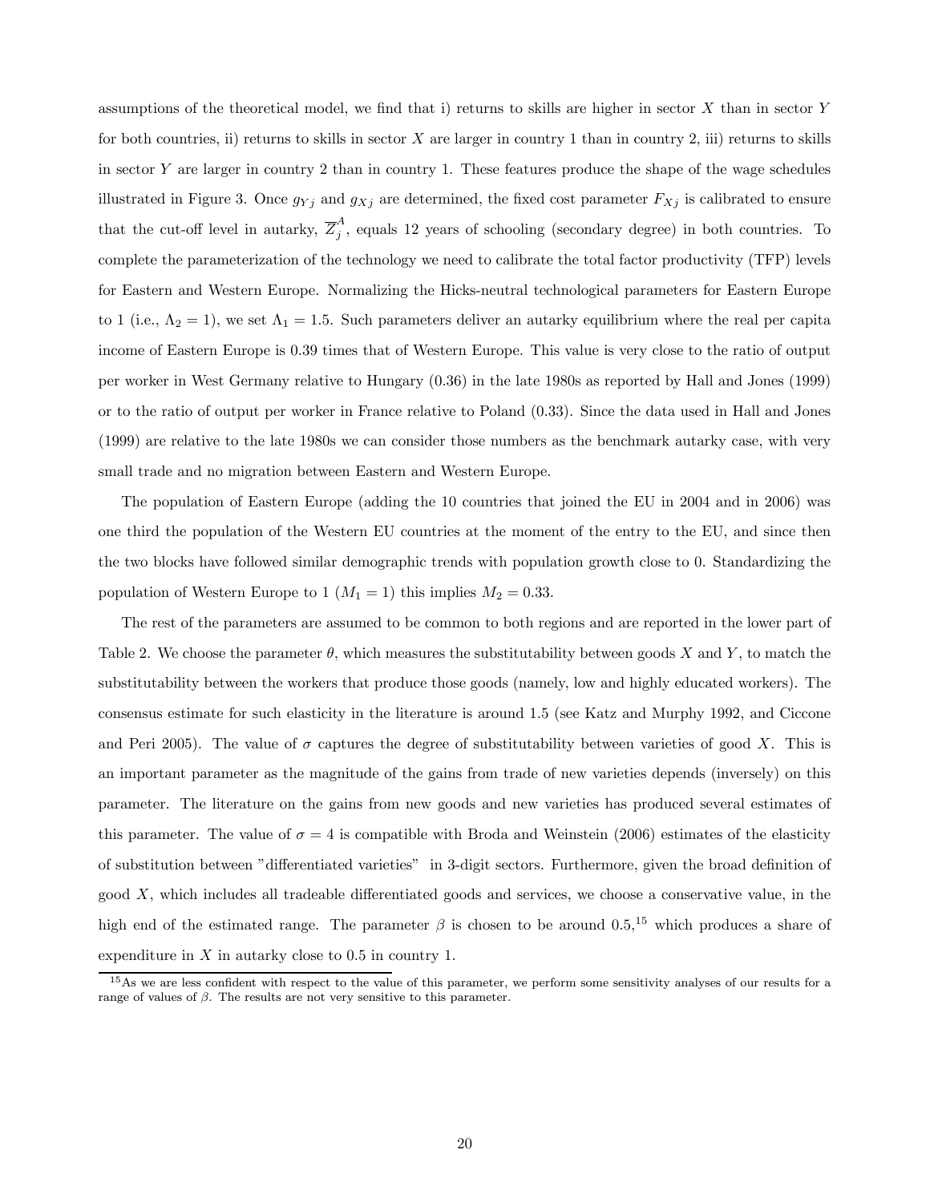assumptions of the theoretical model, we find that i) returns to skills are higher in sector $X$ than in sector $Y$ for both countries, ii) returns to skills in sector $X$ are larger in country 1 than in country 2, iii) returns to skills in sector $Y$ are larger in country 2 than in country 1. These features produce the shape of the wage schedules illustrated in Figure 3. Once $g_{Yj}$ and $g_{Xj}$ are determined, the fixed cost parameter $F_{Xj}$ is calibrated to ensure that the cut-off level in autarky, $\overline{Z}_j^A$, equals 12 years of schooling (secondary degree) in both countries. To complete the parameterization of the technology we need to calibrate the total factor productivity (TFP) levels for Eastern and Western Europe. Normalizing the Hicks-neutral technological parameters for Eastern Europe to 1 (i.e., $\Lambda_2 = 1$), we set $\Lambda_1 = 1.5$. Such parameters deliver an autarky equilibrium where the real per capita income of Eastern Europe is 0.39 times that of Western Europe. This value is very close to the ratio of output per worker in West Germany relative to Hungary (0.36) in the late 1980s as reported by Hall and Jones (1999) or to the ratio of output per worker in France relative to Poland (0.33). Since the data used in Hall and Jones (1999) are relative to the late 1980s we can consider those numbers as the benchmark autarky case, with very small trade and no migration between Eastern and Western Europe.

The population of Eastern Europe (adding the 10 countries that joined the EU in 2004 and in 2006) was one third the population of the Western EU countries at the moment of the entry to the EU, and since then the two blocks have followed similar demographic trends with population growth close to 0. Standardizing the population of Western Europe to 1 ($M_1 = 1$) this implies $M_2 = 0.33$.

The rest of the parameters are assumed to be common to both regions and are reported in the lower part of Table 2. We choose the parameter $\theta$, which measures the substitutability between goods $X$ and $Y$, to match the substitutability between the workers that produce those goods (namely, low and highly educated workers). The consensus estimate for such elasticity in the literature is around 1.5 (see Katz and Murphy 1992, and Ciccone and Peri 2005). The value of $\sigma$ captures the degree of substitutability between varieties of good $X$. This is an important parameter as the magnitude of the gains from trade of new varieties depends (inversely) on this parameter. The literature on the gains from new goods and new varieties has produced several estimates of this parameter. The value of $\sigma = 4$ is compatible with Broda and Weinstein (2006) estimates of the elasticity of substitution between "differentiated varieties" in 3-digit sectors. Furthermore, given the broad definition of good $X$, which includes all tradeable differentiated goods and services, we choose a conservative value, in the high end of the estimated range. The parameter $\beta$ is chosen to be around 0.5,[15] which produces a share of expenditure in $X$ in autarky close to 0.5 in country 1.

[15] As we are less confident with respect to the value of this parameter, we perform some sensitivity analyses of our results for a range of values of $\beta$. The results are not very sensitive to this parameter.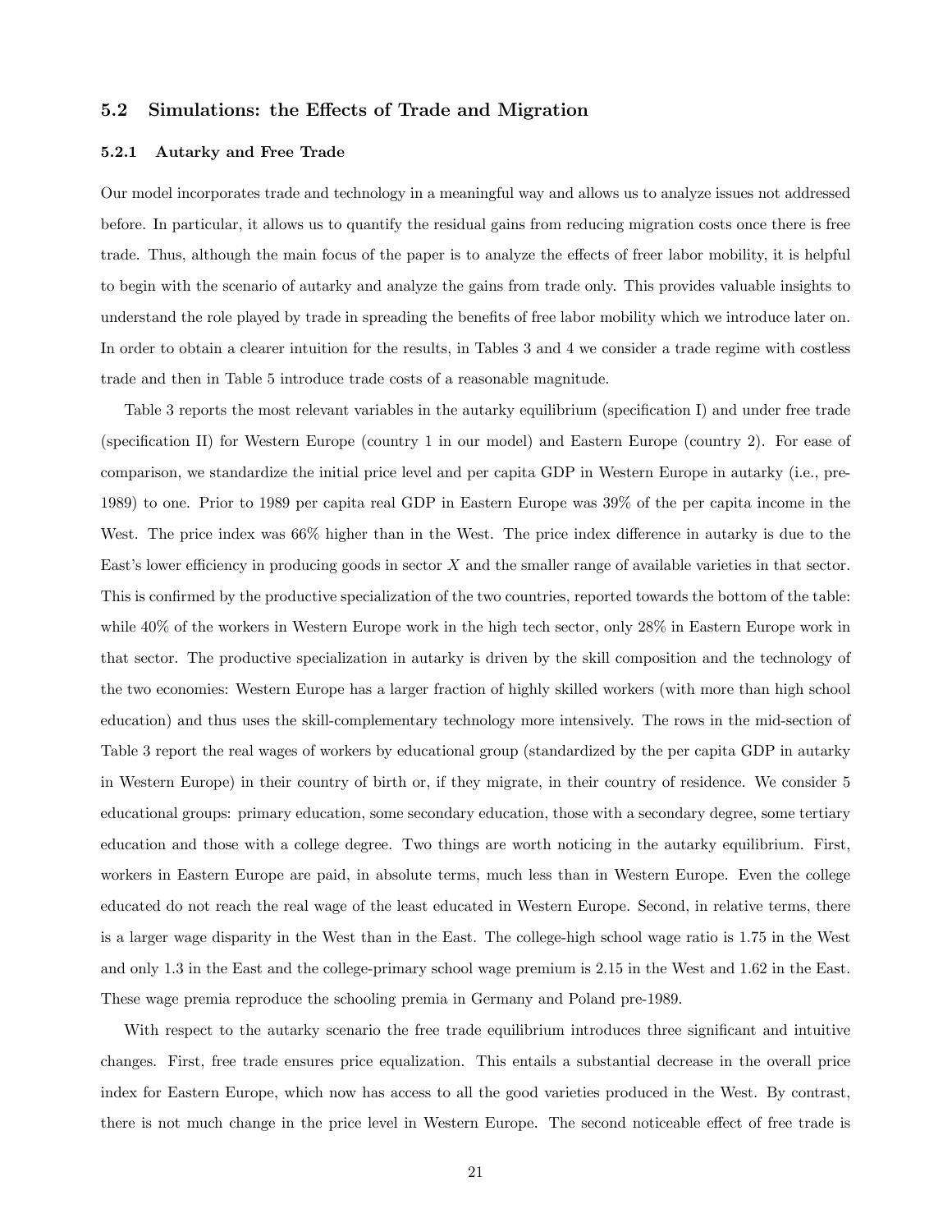## 5.2 Simulations: the Effects of Trade and Migration

### 5.2.1 Autarky and Free Trade

Our model incorporates trade and technology in a meaningful way and allows us to analyze issues not addressed before. In particular, it allows us to quantify the residual gains from reducing migration costs once there is free trade. Thus, although the main focus of the paper is to analyze the effects of freer labor mobility, it is helpful to begin with the scenario of autarky and analyze the gains from trade only. This provides valuable insights to understand the role played by trade in spreading the benefits of free labor mobility which we introduce later on. In order to obtain a clearer intuition for the results, in Tables 3 and 4 we consider a trade regime with costless trade and then in Table 5 introduce trade costs of a reasonable magnitude.

Table 3 reports the most relevant variables in the autarky equilibrium (specification I) and under free trade (specification II) for Western Europe (country 1 in our model) and Eastern Europe (country 2). For ease of comparison, we standardize the initial price level and per capita GDP in Western Europe in autarky (i.e., pre-1989) to one. Prior to 1989 per capita real GDP in Eastern Europe was 39% of the per capita income in the West. The price index was 66% higher than in the West. The price index difference in autarky is due to the East's lower efficiency in producing goods in sector $X$ and the smaller range of available varieties in that sector. This is confirmed by the productive specialization of the two countries, reported towards the bottom of the table: while 40% of the workers in Western Europe work in the high tech sector, only 28% in Eastern Europe work in that sector. The productive specialization in autarky is driven by the skill composition and the technology of the two economies: Western Europe has a larger fraction of highly skilled workers (with more than high school education) and thus uses the skill-complementary technology more intensively. The rows in the mid-section of Table 3 report the real wages of workers by educational group (standardized by the per capita GDP in autarky in Western Europe) in their country of birth or, if they migrate, in their country of residence. We consider 5 educational groups: primary education, some secondary education, those with a secondary degree, some tertiary education and those with a college degree. Two things are worth noticing in the autarky equilibrium. First, workers in Eastern Europe are paid, in absolute terms, much less than in Western Europe. Even the college educated do not reach the real wage of the least educated in Western Europe. Second, in relative terms, there is a larger wage disparity in the West than in the East. The college-high school wage ratio is 1.75 in the West and only 1.3 in the East and the college-primary school wage premium is 2.15 in the West and 1.62 in the East. These wage premia reproduce the schooling premia in Germany and Poland pre-1989.

With respect to the autarky scenario the free trade equilibrium introduces three significant and intuitive changes. First, free trade ensures price equalization. This entails a substantial decrease in the overall price index for Eastern Europe, which now has access to all the good varieties produced in the West. By contrast, there is not much change in the price level in Western Europe. The second noticeable effect of free trade is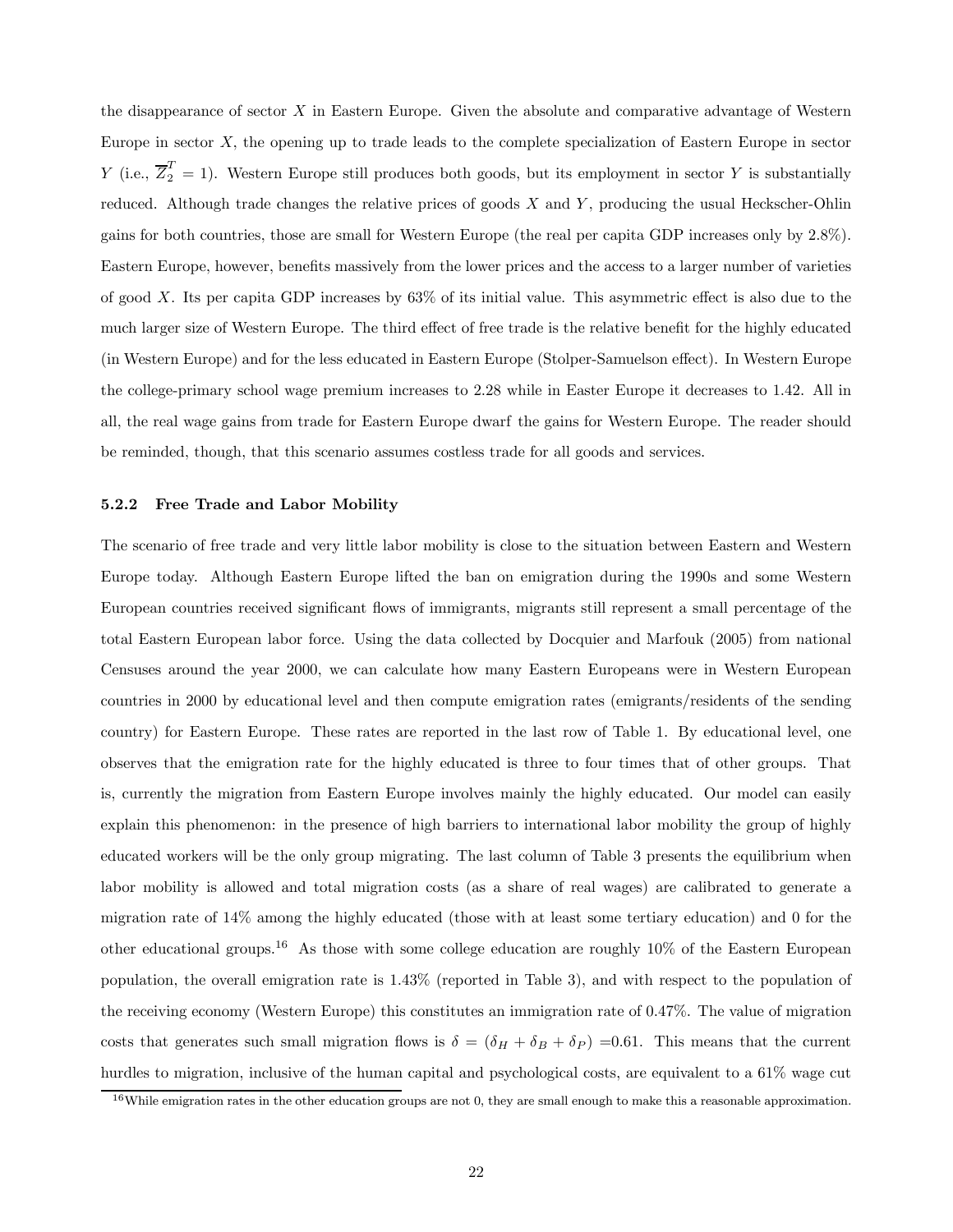the disappearance of sector $X$ in Eastern Europe. Given the absolute and comparative advantage of Western Europe in sector $X$, the opening up to trade leads to the complete specialization of Eastern Europe in sector $Y$ (i.e., $\overline{Z}_2^T = 1$). Western Europe still produces both goods, but its employment in sector $Y$ is substantially reduced. Although trade changes the relative prices of goods $X$ and $Y$, producing the usual Heckscher-Ohlin gains for both countries, those are small for Western Europe (the real per capita GDP increases only by 2.8%). Eastern Europe, however, benefits massively from the lower prices and the access to a larger number of varieties of good $X$. Its per capita GDP increases by 63% of its initial value. This asymmetric effect is also due to the much larger size of Western Europe. The third effect of free trade is the relative benefit for the highly educated (in Western Europe) and for the less educated in Eastern Europe (Stolper-Samuelson effect). In Western Europe the college-primary school wage premium increases to 2.28 while in Easter Europe it decreases to 1.42. All in all, the real wage gains from trade for Eastern Europe dwarf the gains for Western Europe. The reader should be reminded, though, that this scenario assumes costless trade for all goods and services.

### 5.2.2 Free Trade and Labor Mobility

The scenario of free trade and very little labor mobility is close to the situation between Eastern and Western Europe today. Although Eastern Europe lifted the ban on emigration during the 1990s and some Western European countries received significant flows of immigrants, migrants still represent a small percentage of the total Eastern European labor force. Using the data collected by Docquier and Marfouk (2005) from national Censuses around the year 2000, we can calculate how many Eastern Europeans were in Western European countries in 2000 by educational level and then compute emigration rates (emigrants/residents of the sending country) for Eastern Europe. These rates are reported in the last row of Table 1. By educational level, one observes that the emigration rate for the highly educated is three to four times that of other groups. That is, currently the migration from Eastern Europe involves mainly the highly educated. Our model can easily explain this phenomenon: in the presence of high barriers to international labor mobility the group of highly educated workers will be the only group migrating. The last column of Table 3 presents the equilibrium when labor mobility is allowed and total migration costs (as a share of real wages) are calibrated to generate a migration rate of 14% among the highly educated (those with at least some tertiary education) and 0 for the other educational groups.[16] As those with some college education are roughly 10% of the Eastern European population, the overall emigration rate is 1.43% (reported in Table 3), and with respect to the population of the receiving economy (Western Europe) this constitutes an immigration rate of 0.47%. The value of migration costs that generates such small migration flows is $\delta = (\delta_H + \delta_B + \delta_P) = 0.61$. This means that the current hurdles to migration, inclusive of the human capital and psychological costs, are equivalent to a 61% wage cut

[16] While emigration rates in the other education groups are not 0, they are small enough to make this a reasonable approximation.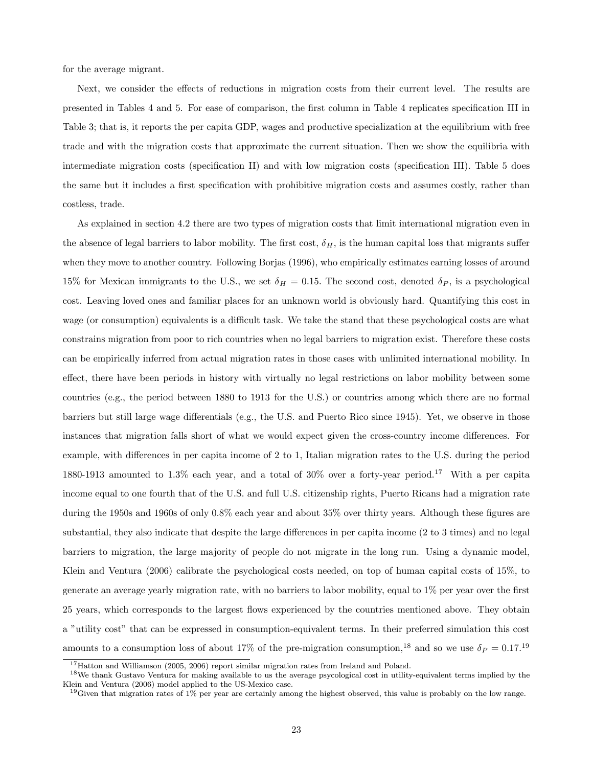for the average migrant.

Next, we consider the effects of reductions in migration costs from their current level. The results are presented in Tables 4 and 5. For ease of comparison, the first column in Table 4 replicates specification III in Table 3; that is, it reports the per capita GDP, wages and productive specialization at the equilibrium with free trade and with the migration costs that approximate the current situation. Then we show the equilibria with intermediate migration costs (specification II) and with low migration costs (specification III). Table 5 does the same but it includes a first specification with prohibitive migration costs and assumes costly, rather than costless, trade.

As explained in section 4.2 there are two types of migration costs that limit international migration even in the absence of legal barriers to labor mobility. The first cost, $\delta_H$, is the human capital loss that migrants suffer when they move to another country. Following Borjas (1996), who empirically estimates earning losses of around 15% for Mexican immigrants to the U.S., we set $\delta_H = 0.15$. The second cost, denoted $\delta_P$, is a psychological cost. Leaving loved ones and familiar places for an unknown world is obviously hard. Quantifying this cost in wage (or consumption) equivalents is a difficult task. We take the stand that these psychological costs are what constrains migration from poor to rich countries when no legal barriers to migration exist. Therefore these costs can be empirically inferred from actual migration rates in those cases with unlimited international mobility. In effect, there have been periods in history with virtually no legal restrictions on labor mobility between some countries (e.g., the period between 1880 to 1913 for the U.S.) or countries among which there are no formal barriers but still large wage differentials (e.g., the U.S. and Puerto Rico since 1945). Yet, we observe in those instances that migration falls short of what we would expect given the cross-country income differences. For example, with differences in per capita income of 2 to 1, Italian migration rates to the U.S. during the period 1880-1913 amounted to 1.3% each year, and a total of 30% over a forty-year period.[17] With a per capita income equal to one fourth that of the U.S. and full U.S. citizenship rights, Puerto Ricans had a migration rate during the 1950s and 1960s of only 0.8% each year and about 35% over thirty years. Although these figures are substantial, they also indicate that despite the large differences in per capita income (2 to 3 times) and no legal barriers to migration, the large majority of people do not migrate in the long run. Using a dynamic model, Klein and Ventura (2006) calibrate the psychological costs needed, on top of human capital costs of 15%, to generate an average yearly migration rate, with no barriers to labor mobility, equal to 1% per year over the first 25 years, which corresponds to the largest flows experienced by the countries mentioned above. They obtain a "utility cost" that can be expressed in consumption-equivalent terms. In their preferred simulation this cost amounts to a consumption loss of about 17% of the pre-migration consumption,[18] and so we use $\delta_P = 0.17$.[19]

[17]Hatton and Williamson (2005, 2006) report similar migration rates from Ireland and Poland.

[18]We thank Gustavo Ventura for making available to us the average psycological cost in utility-equivalent terms implied by the Klein and Ventura (2006) model applied to the US-Mexico case.

[19]Given that migration rates of 1% per year are certainly among the highest observed, this value is probably on the low range.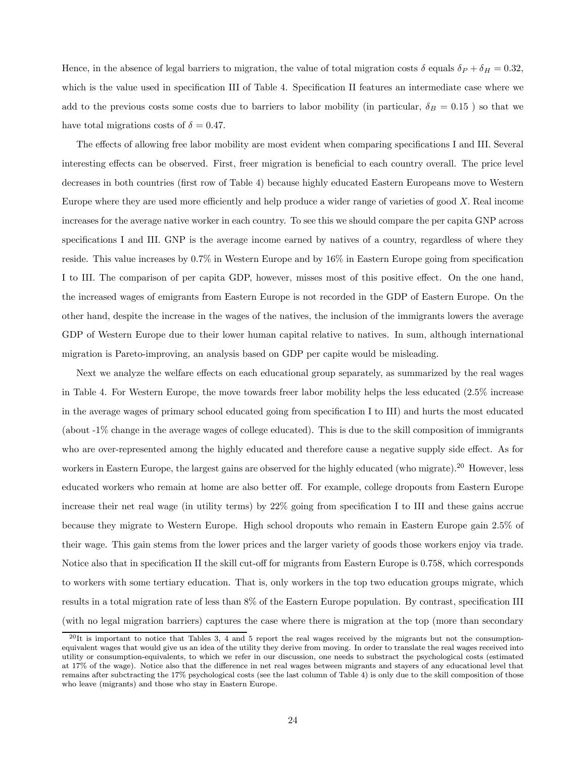Hence, in the absence of legal barriers to migration, the value of total migration costs $\delta$ equals $\delta_P + \delta_H = 0.32$, which is the value used in specification III of Table 4. Specification II features an intermediate case where we add to the previous costs some costs due to barriers to labor mobility (in particular, $\delta_B = 0.15$ ) so that we have total migrations costs of $\delta = 0.47$.

The effects of allowing free labor mobility are most evident when comparing specifications I and III. Several interesting effects can be observed. First, freer migration is beneficial to each country overall. The price level decreases in both countries (first row of Table 4) because highly educated Eastern Europeans move to Western Europe where they are used more efficiently and help produce a wider range of varieties of good $X$. Real income increases for the average native worker in each country. To see this we should compare the per capita GNP across specifications I and III. GNP is the average income earned by natives of a country, regardless of where they reside. This value increases by 0.7% in Western Europe and by 16% in Eastern Europe going from specification I to III. The comparison of per capita GDP, however, misses most of this positive effect. On the one hand, the increased wages of emigrants from Eastern Europe is not recorded in the GDP of Eastern Europe. On the other hand, despite the increase in the wages of the natives, the inclusion of the immigrants lowers the average GDP of Western Europe due to their lower human capital relative to natives. In sum, although international migration is Pareto-improving, an analysis based on GDP per capite would be misleading.

Next we analyze the welfare effects on each educational group separately, as summarized by the real wages in Table 4. For Western Europe, the move towards freer labor mobility helps the less educated (2.5% increase in the average wages of primary school educated going from specification I to III) and hurts the most educated (about -1% change in the average wages of college educated). This is due to the skill composition of immigrants who are over-represented among the highly educated and therefore cause a negative supply side effect. As for workers in Eastern Europe, the largest gains are observed for the highly educated (who migrate).[20] However, less educated workers who remain at home are also better off. For example, college dropouts from Eastern Europe increase their net real wage (in utility terms) by 22% going from specification I to III and these gains accrue because they migrate to Western Europe. High school dropouts who remain in Eastern Europe gain 2.5% of their wage. This gain stems from the lower prices and the larger variety of goods those workers enjoy via trade. Notice also that in specification II the skill cut-off for migrants from Eastern Europe is 0.758, which corresponds to workers with some tertiary education. That is, only workers in the top two education groups migrate, which results in a total migration rate of less than 8% of the Eastern Europe population. By contrast, specification III (with no legal migration barriers) captures the case where there is migration at the top (more than secondary

[20] It is important to notice that Tables 3, 4 and 5 report the real wages received by the migrants but not the consumption-equivalent wages that would give us an idea of the utility they derive from moving. In order to translate the real wages received into utility or consumption-equivalents, to which we refer in our discussion, one needs to substract the psychological costs (estimated at 17% of the wage). Notice also that the difference in net real wages between migrants and stayers of any educational level that remains after subctracting the 17% psychological costs (see the last column of Table 4) is only due to the skill composition of those who leave (migrants) and those who stay in Eastern Europe.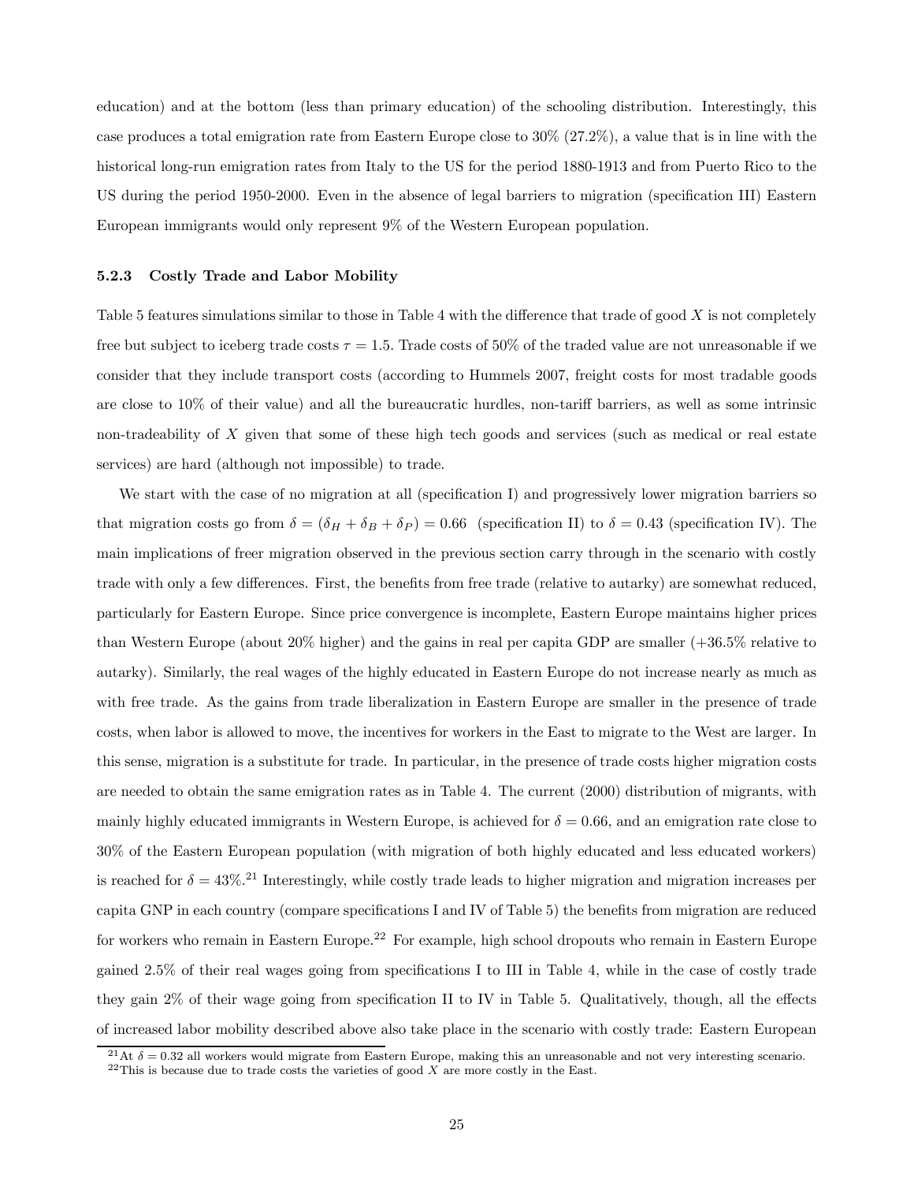education) and at the bottom (less than primary education) of the schooling distribution. Interestingly, this case produces a total emigration rate from Eastern Europe close to 30% (27.2%), a value that is in line with the historical long-run emigration rates from Italy to the US for the period 1880-1913 and from Puerto Rico to the US during the period 1950-2000. Even in the absence of legal barriers to migration (specification III) Eastern European immigrants would only represent 9% of the Western European population.

#### 5.2.3 Costly Trade and Labor Mobility

Table 5 features simulations similar to those in Table 4 with the difference that trade of good $X$ is not completely free but subject to iceberg trade costs $\tau = 1.5$. Trade costs of 50% of the traded value are not unreasonable if we consider that they include transport costs (according to Hummels 2007, freight costs for most tradable goods are close to 10% of their value) and all the bureaucratic hurdles, non-tariff barriers, as well as some intrinsic non-tradeability of $X$ given that some of these high tech goods and services (such as medical or real estate services) are hard (although not impossible) to trade.

We start with the case of no migration at all (specification I) and progressively lower migration barriers so that migration costs go from $\delta = (\delta_H + \delta_B + \delta_P) = 0.66$ (specification II) to $\delta = 0.43$ (specification IV). The main implications of freer migration observed in the previous section carry through in the scenario with costly trade with only a few differences. First, the benefits from free trade (relative to autarky) are somewhat reduced, particularly for Eastern Europe. Since price convergence is incomplete, Eastern Europe maintains higher prices than Western Europe (about 20% higher) and the gains in real per capita GDP are smaller (+36.5% relative to autarky). Similarly, the real wages of the highly educated in Eastern Europe do not increase nearly as much as with free trade. As the gains from trade liberalization in Eastern Europe are smaller in the presence of trade costs, when labor is allowed to move, the incentives for workers in the East to migrate to the West are larger. In this sense, migration is a substitute for trade. In particular, in the presence of trade costs higher migration costs are needed to obtain the same emigration rates as in Table 4. The current (2000) distribution of migrants, with mainly highly educated immigrants in Western Europe, is achieved for $\delta = 0.66$, and an emigration rate close to 30% of the Eastern European population (with migration of both highly educated and less educated workers) is reached for $\delta = 43\%$.[21] Interestingly, while costly trade leads to higher migration and migration increases per capita GNP in each country (compare specifications I and IV of Table 5) the benefits from migration are reduced for workers who remain in Eastern Europe.[22] For example, high school dropouts who remain in Eastern Europe gained 2.5% of their real wages going from specifications I to III in Table 4, while in the case of costly trade they gain 2% of their wage going from specification II to IV in Table 5. Qualitatively, though, all the effects of increased labor mobility described above also take place in the scenario with costly trade: Eastern European

[21] At $\delta = 0.32$ all workers would migrate from Eastern Europe, making this an unreasonable and not very interesting scenario.

[22] This is because due to trade costs the varieties of good $X$ are more costly in the East.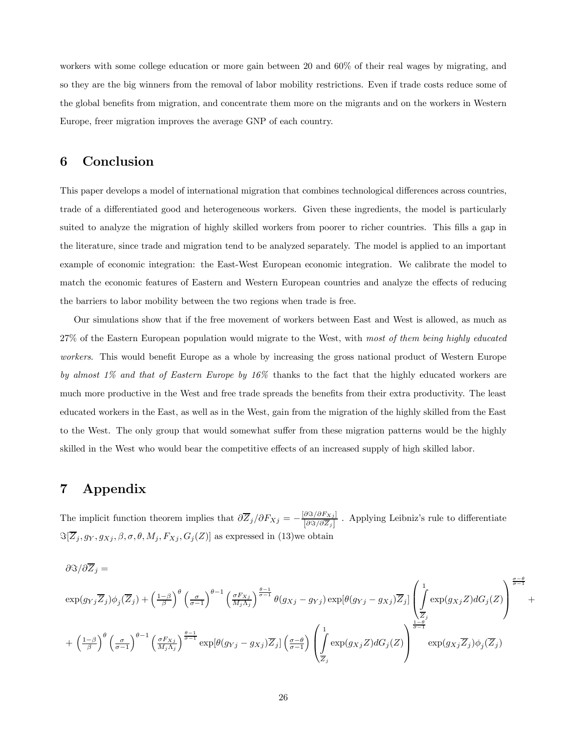workers with some college education or more gain between 20 and 60% of their real wages by migrating, and so they are the big winners from the removal of labor mobility restrictions. Even if trade costs reduce some of the global benefits from migration, and concentrate them more on the migrants and on the workers in Western Europe, freer migration improves the average GNP of each country.

## 6 Conclusion

This paper develops a model of international migration that combines technological differences across countries, trade of a differentiated good and heterogeneous workers. Given these ingredients, the model is particularly suited to analyze the migration of highly skilled workers from poorer to richer countries. This fills a gap in the literature, since trade and migration tend to be analyzed separately. The model is applied to an important example of economic integration: the East-West European economic integration. We calibrate the model to match the economic features of Eastern and Western European countries and analyze the effects of reducing the barriers to labor mobility between the two regions when trade is free.

Our simulations show that if the free movement of workers between East and West is allowed, as much as 27% of the Eastern European population would migrate to the West, with *most of them being highly educated workers*. This would benefit Europe as a whole by increasing the gross national product of Western Europe *by almost 1% and that of Eastern Europe by 16%* thanks to the fact that the highly educated workers are much more productive in the West and free trade spreads the benefits from their extra productivity. The least educated workers in the East, as well as in the West, gain from the migration of the highly skilled from the East to the West. The only group that would somewhat suffer from these migration patterns would be the highly skilled in the West who would bear the competitive effects of an increased supply of high skilled labor.

## 7 Appendix

The implicit function theorem implies that $\partial \overline{Z}_j / \partial F_{Xj} = -\frac{[\partial \Im / \partial F_{Xj}]}{[\partial \Im / \partial \overline{Z}_j]}$ . Applying Leibniz's rule to differentiate $\Im[\overline{Z}_j, g_Y, g_{Xj}, \beta, \sigma, \theta, M_j, F_{Xj}, G_j(Z)]$ as expressed in (13)we obtain

$$\partial \Im / \partial \overline{Z}_j =$$

$$\exp(g_{Yj}\overline{Z}_j)\phi_j(\overline{Z}_j) + \left(\tfrac{1-\beta}{\beta}\right)^{\theta}\left(\tfrac{\sigma}{\sigma-1}\right)^{\theta-1}\left(\tfrac{\sigma F_{Xj}}{M_j\Lambda_j}\right)^{\frac{\theta-1}{\sigma-1}}\theta(g_{Xj}-g_{Yj})\exp[\theta(g_{Yj}-g_{Xj})\overline{Z}_j]\left(\int_{\overline{Z}_j}^{1}\exp(g_{Xj}Z)dG_j(Z)\right)^{\frac{\sigma-\theta}{\sigma-1}} +$$

$$+\left(\tfrac{1-\beta}{\beta}\right)^{\theta}\left(\tfrac{\sigma}{\sigma-1}\right)^{\theta-1}\left(\tfrac{\sigma F_{Xj}}{M_j\Lambda_j}\right)^{\frac{\theta-1}{\sigma-1}}\exp[\theta(g_{Yj}-g_{Xj})\overline{Z}_j]\left(\tfrac{\sigma-\theta}{\sigma-1}\right)\left(\int_{\overline{Z}_j}^{1}\exp(g_{Xj}Z)dG_j(Z)\right)^{\frac{1-\theta}{\sigma-1}}\exp(g_{Xj}\overline{Z}_j)\phi_j(\overline{Z}_j)$$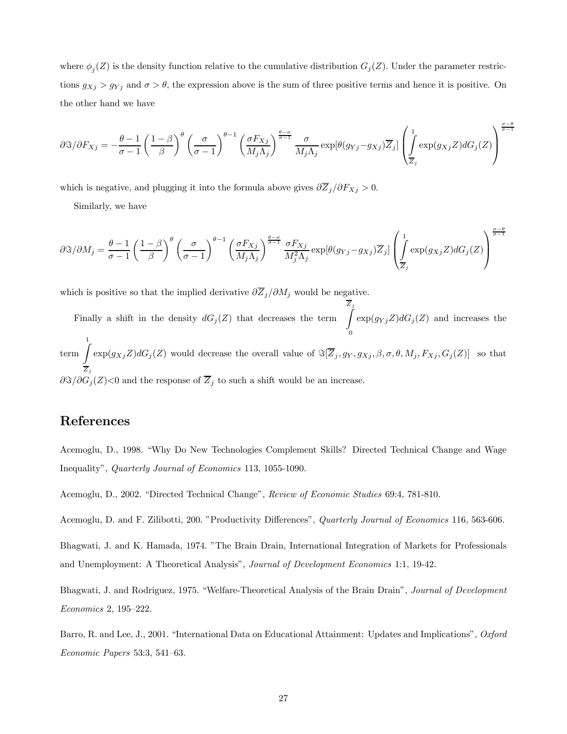where $\phi_j(Z)$ is the density function relative to the cumulative distribution $G_j(Z)$. Under the parameter restrictions $g_{Xj} > g_{Yj}$ and $\sigma > \theta$, the expression above is the sum of three positive terms and hence it is positive. On the other hand we have

$$\partial\Im/\partial F_{Xj} = -\frac{\theta-1}{\sigma-1}\left(\frac{1-\beta}{\beta}\right)^{\theta}\left(\frac{\sigma}{\sigma-1}\right)^{\theta-1}\left(\frac{\sigma F_{Xj}}{M_j\Lambda_j}\right)^{\frac{\theta-\sigma}{\sigma-1}}\frac{\sigma}{M_j\Lambda_j}\exp[\theta(g_{Yj}-g_{Xj})\overline{Z}_j]\left(\int_{\overline{Z}_j}^{1}\exp(g_{Xj}Z)dG_j(Z)\right)^{\frac{\sigma-\theta}{\sigma-1}}$$

which is negative, and plugging it into the formula above gives $\partial\overline{Z}_j/\partial F_{Xj} > 0$.

Similarly, we have

$$\partial\Im/\partial M_j = \frac{\theta-1}{\sigma-1}\left(\frac{1-\beta}{\beta}\right)^{\theta}\left(\frac{\sigma}{\sigma-1}\right)^{\theta-1}\left(\frac{\sigma F_{Xj}}{M_j\Lambda_j}\right)^{\frac{\theta-\sigma}{\sigma-1}}\frac{\sigma F_{Xj}}{M_j^2\Lambda_j}\exp[\theta(g_{Yj}-g_{Xj})\overline{Z}_j]\left(\int_{\overline{Z}_j}^{1}\exp(g_{Xj}Z)dG_j(Z)\right)^{\frac{\sigma-\theta}{\sigma-1}}$$

which positive so that the implied derivative $\partial\overline{Z}_j/\partial M_j$ would be negative.

Finally a shift in the density $dG_j(Z)$ that decreases the term $\int_0^{\overline{Z}_j}\exp(g_{Yj}Z)dG_j(Z)$ and increases the term $\int_{\overline{Z}_j}^{1}\exp(g_{Xj}Z)dG_j(Z)$ would decrease the overall value of $\Im[\overline{Z}_j, g_Y, g_{Xj}, \beta, \sigma, \theta, M_j, F_{Xj}, G_j(Z)]$ so that $\partial\Im/\partial G_j(Z) < 0$ and the response of $\overline{Z}_j$ to such a shift would be an increase.

# References

Acemoglu, D., 1998. "Why Do New Technologies Complement Skills? Directed Technical Change and Wage Inequality", *Quarterly Journal of Economics* 113, 1055-1090.

Acemoglu, D., 2002. "Directed Technical Change", *Review of Economic Studies* 69:4, 781-810.

Acemoglu, D. and F. Zilibotti, 200. "Productivity Differences", *Quarterly Journal of Economics* 116, 563-606.

Bhagwati, J. and K. Hamada, 1974. "The Brain Drain, International Integration of Markets for Professionals and Unemployment: A Theoretical Analysis", *Journal of Development Economics* 1:1, 19-42.

Bhagwati, J. and Rodriguez, 1975. "Welfare-Theoretical Analysis of the Brain Drain", *Journal of Development Economics* 2, 195–222.

Barro, R. and Lee, J., 2001. "International Data on Educational Attainment: Updates and Implications", *Oxford Economic Papers* 53:3, 541–63.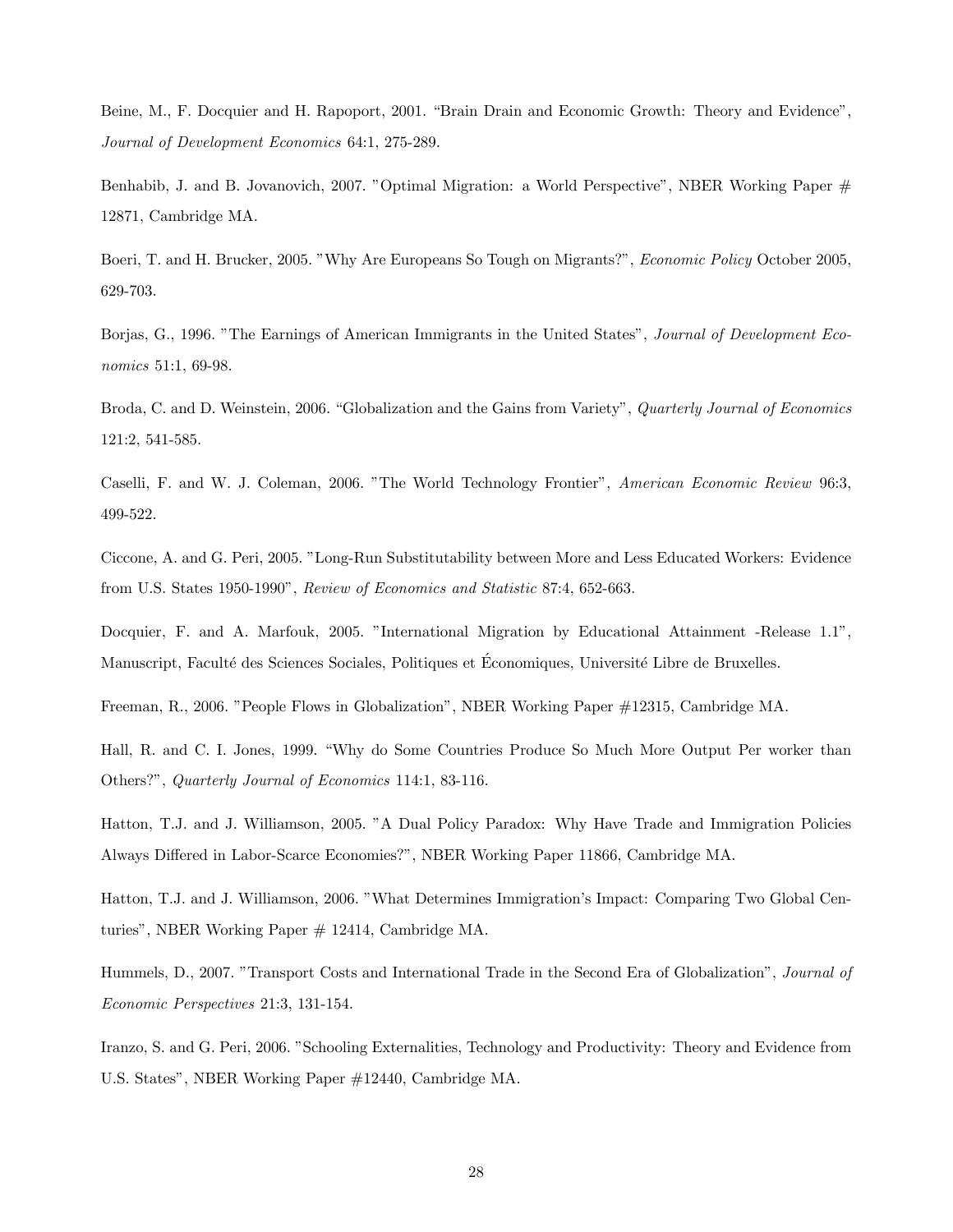Beine, M., F. Docquier and H. Rapoport, 2001. "Brain Drain and Economic Growth: Theory and Evidence", *Journal of Development Economics* 64:1, 275-289.

Benhabib, J. and B. Jovanovich, 2007. "Optimal Migration: a World Perspective", NBER Working Paper # 12871, Cambridge MA.

Boeri, T. and H. Brucker, 2005. "Why Are Europeans So Tough on Migrants?", *Economic Policy* October 2005, 629-703.

Borjas, G., 1996. "The Earnings of American Immigrants in the United States", *Journal of Development Economics* 51:1, 69-98.

Broda, C. and D. Weinstein, 2006. "Globalization and the Gains from Variety", *Quarterly Journal of Economics* 121:2, 541-585.

Caselli, F. and W. J. Coleman, 2006. "The World Technology Frontier", *American Economic Review* 96:3, 499-522.

Ciccone, A. and G. Peri, 2005. "Long-Run Substitutability between More and Less Educated Workers: Evidence from U.S. States 1950-1990", *Review of Economics and Statistic* 87:4, 652-663.

Docquier, F. and A. Marfouk, 2005. "International Migration by Educational Attainment -Release 1.1", Manuscript, Faculté des Sciences Sociales, Politiques et Économiques, Université Libre de Bruxelles.

Freeman, R., 2006. "People Flows in Globalization", NBER Working Paper #12315, Cambridge MA.

Hall, R. and C. I. Jones, 1999. "Why do Some Countries Produce So Much More Output Per worker than Others?", *Quarterly Journal of Economics* 114:1, 83-116.

Hatton, T.J. and J. Williamson, 2005. "A Dual Policy Paradox: Why Have Trade and Immigration Policies Always Differed in Labor-Scarce Economies?", NBER Working Paper 11866, Cambridge MA.

Hatton, T.J. and J. Williamson, 2006. "What Determines Immigration's Impact: Comparing Two Global Centuries", NBER Working Paper # 12414, Cambridge MA.

Hummels, D., 2007. "Transport Costs and International Trade in the Second Era of Globalization", *Journal of Economic Perspectives* 21:3, 131-154.

Iranzo, S. and G. Peri, 2006. "Schooling Externalities, Technology and Productivity: Theory and Evidence from U.S. States", NBER Working Paper #12440, Cambridge MA.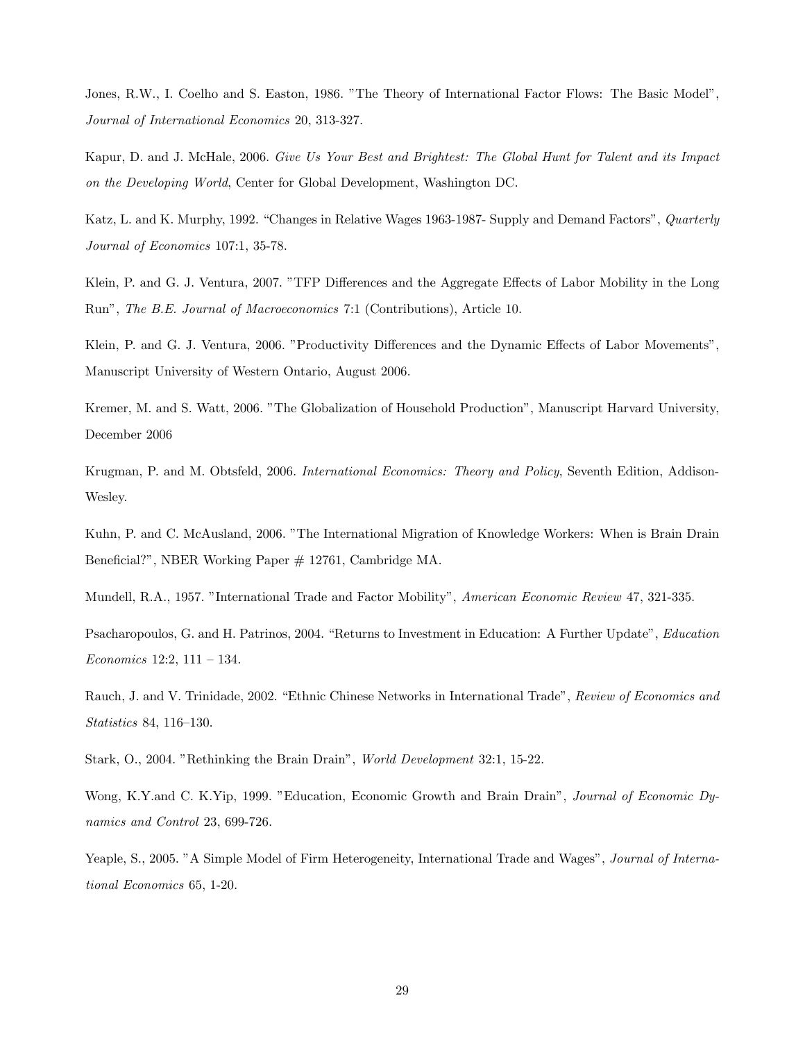Jones, R.W., I. Coelho and S. Easton, 1986. "The Theory of International Factor Flows: The Basic Model", *Journal of International Economics* 20, 313-327.

Kapur, D. and J. McHale, 2006. *Give Us Your Best and Brightest: The Global Hunt for Talent and its Impact on the Developing World*, Center for Global Development, Washington DC.

Katz, L. and K. Murphy, 1992. "Changes in Relative Wages 1963-1987- Supply and Demand Factors", *Quarterly Journal of Economics* 107:1, 35-78.

Klein, P. and G. J. Ventura, 2007. "TFP Differences and the Aggregate Effects of Labor Mobility in the Long Run", *The B.E. Journal of Macroeconomics* 7:1 (Contributions), Article 10.

Klein, P. and G. J. Ventura, 2006. "Productivity Differences and the Dynamic Effects of Labor Movements", Manuscript University of Western Ontario, August 2006.

Kremer, M. and S. Watt, 2006. "The Globalization of Household Production", Manuscript Harvard University, December 2006

Krugman, P. and M. Obtsfeld, 2006. *International Economics: Theory and Policy*, Seventh Edition, Addison-Wesley.

Kuhn, P. and C. McAusland, 2006. "The International Migration of Knowledge Workers: When is Brain Drain Beneficial?", NBER Working Paper # 12761, Cambridge MA.

Mundell, R.A., 1957. "International Trade and Factor Mobility", *American Economic Review* 47, 321-335.

Psacharopoulos, G. and H. Patrinos, 2004. "Returns to Investment in Education: A Further Update", *Education Economics* 12:2, 111 – 134.

Rauch, J. and V. Trinidade, 2002. "Ethnic Chinese Networks in International Trade", *Review of Economics and Statistics* 84, 116–130.

Stark, O., 2004. "Rethinking the Brain Drain", *World Development* 32:1, 15-22.

Wong, K.Y.and C. K.Yip, 1999. "Education, Economic Growth and Brain Drain", *Journal of Economic Dynamics and Control* 23, 699-726.

Yeaple, S., 2005. "A Simple Model of Firm Heterogeneity, International Trade and Wages", *Journal of International Economics* 65, 1-20.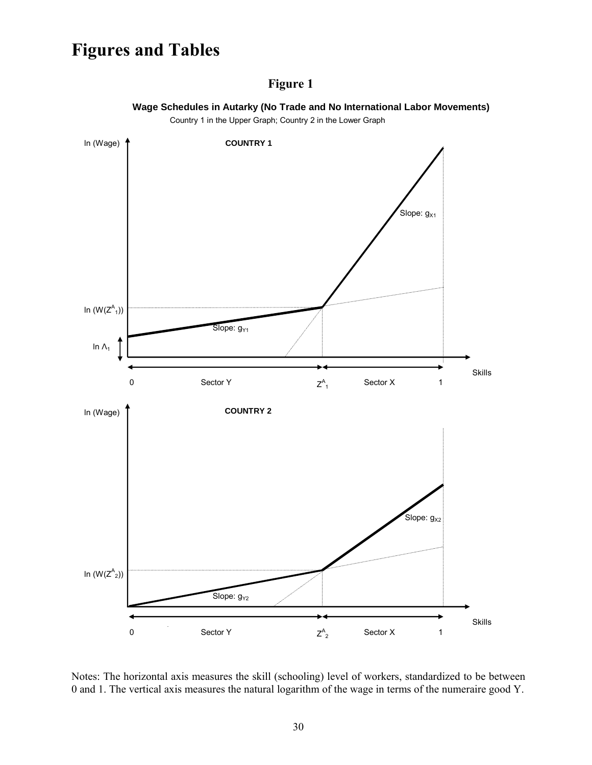# Figures and Tables

## Figure 1

**Wage Schedules in Autarky (No Trade and No International Labor Movements)**

Country 1 in the Upper Graph; Country 2 in the Lower Graph

Notes: The horizontal axis measures the skill (schooling) level of workers, standardized to be between 0 and 1. The vertical axis measures the natural logarithm of the wage in terms of the numeraire good Y.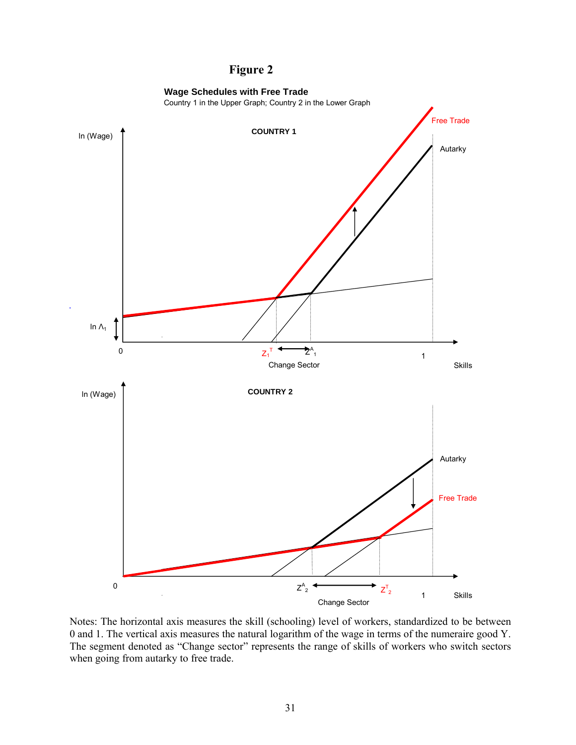# Figure 2

**Wage Schedules with Free Trade**

Country 1 in the Upper Graph; Country 2 in the Lower Graph

**COUNTRY 1**

ln (Wage)

Free Trade

Autarky

ln $\Lambda_1$

0

$Z_1^T$ ⟷ $Z^A_1$

Change Sector

1

Skills

**COUNTRY 2**

ln (Wage)

Autarky

Free Trade

0

$Z^A_2$ ⟷ $Z^T_2$

Change Sector

1

Skills

Notes: The horizontal axis measures the skill (schooling) level of workers, standardized to be between 0 and 1. The vertical axis measures the natural logarithm of the wage in terms of the numeraire good Y. The segment denoted as "Change sector" represents the range of skills of workers who switch sectors when going from autarky to free trade.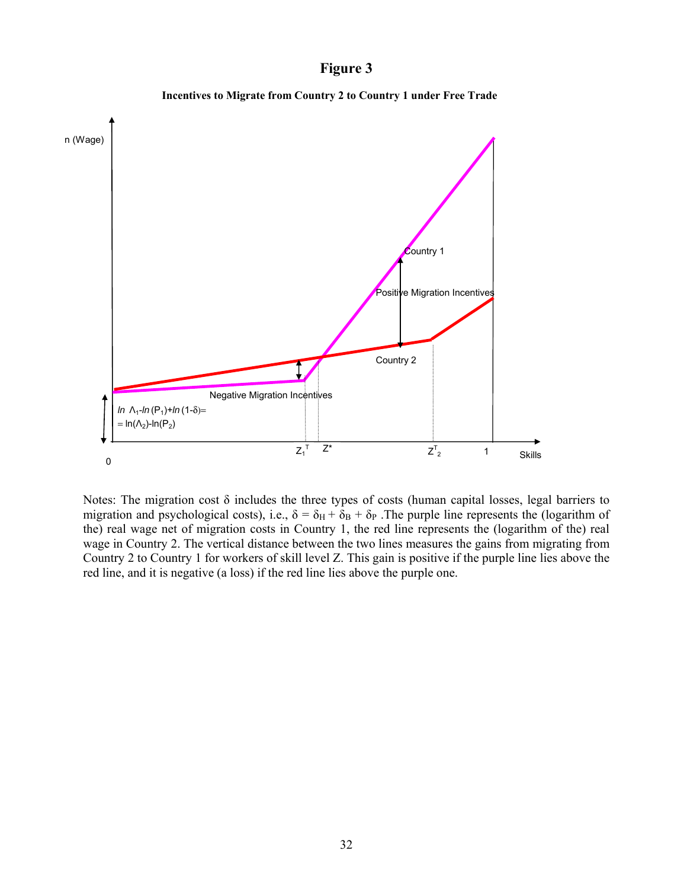# Figure 3

**Incentives to Migrate from Country 2 to Country 1 under Free Trade**

n (Wage)

Country 1

Positive Migration Incentives

Country 2

Negative Migration Incentives

$ln\ \Lambda_1 - ln\,(P_1) + ln\,(1-\delta) =$
$= \ln(\Lambda_2) - \ln(P_2)$

0 $Z_1^T$ $Z^*$ $Z_2^T$ 1 Skills

Notes: The migration cost δ includes the three types of costs (human capital losses, legal barriers to migration and psychological costs), i.e., $\delta = \delta_H + \delta_B + \delta_P$. The purple line represents the (logarithm of the) real wage net of migration costs in Country 1, the red line represents the (logarithm of the) real wage in Country 2. The vertical distance between the two lines measures the gains from migrating from Country 2 to Country 1 for workers of skill level Z. This gain is positive if the purple line lies above the red line, and it is negative (a loss) if the red line lies above the purple one.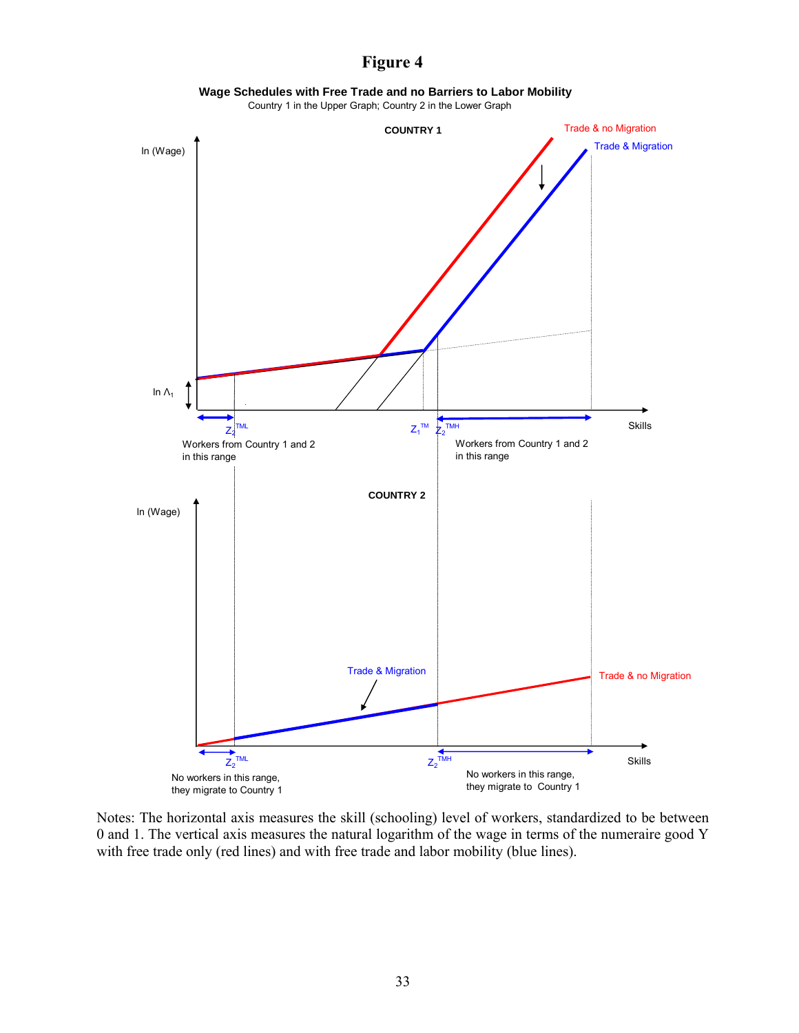# Figure 4

**Wage Schedules with Free Trade and no Barriers to Labor Mobility**

Country 1 in the Upper Graph; Country 2 in the Lower Graph

**COUNTRY 1**

Trade & no Migration

Trade & Migration

ln (Wage)

ln $\Lambda_1$

$Z_2^{TML}$ $Z_1^{TM}$ $Z_2^{TMH}$ Skills

Workers from Country 1 and 2 in this range

Workers from Country 1 and 2 in this range

**COUNTRY 2**

ln (Wage)

Trade & Migration

Trade & no Migration

$Z_2^{TML}$ $Z_2^{TMH}$ Skills

No workers in this range, they migrate to Country 1

No workers in this range, they migrate to Country 1

Notes: The horizontal axis measures the skill (schooling) level of workers, standardized to be between 0 and 1. The vertical axis measures the natural logarithm of the wage in terms of the numeraire good Y with free trade only (red lines) and with free trade and labor mobility (blue lines).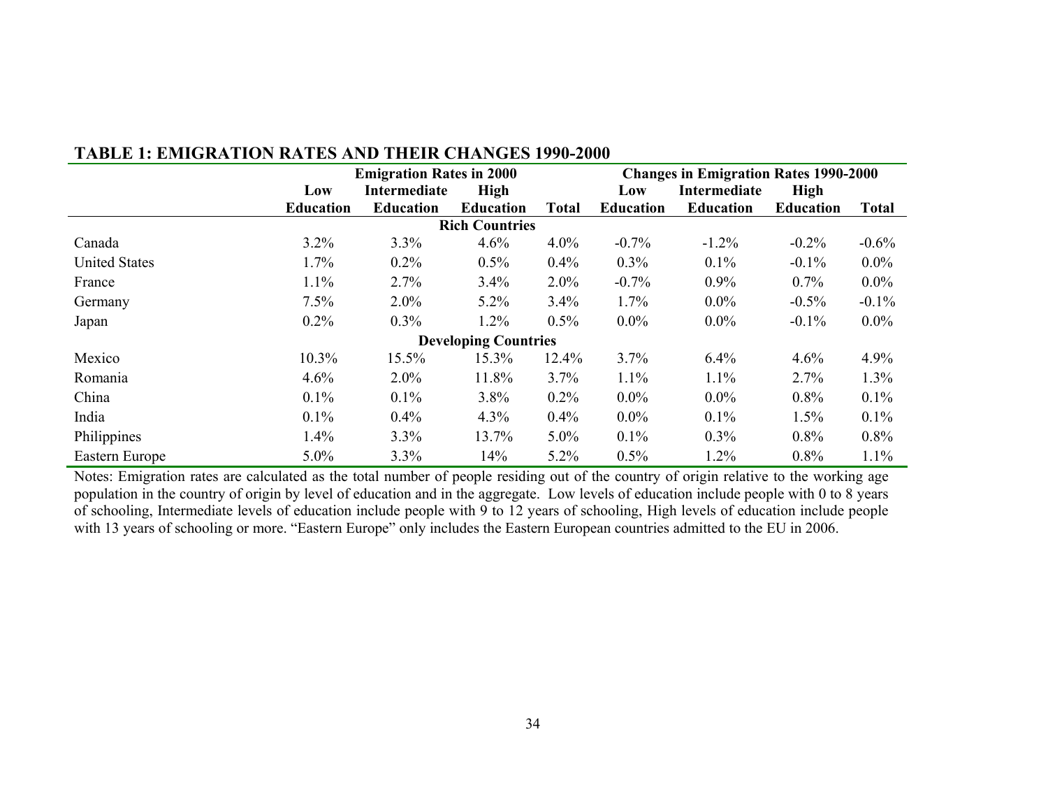**TABLE 1: EMIGRATION RATES AND THEIR CHANGES 1990-2000**

| | Emigration Rates in 2000 | | | | Changes in Emigration Rates 1990-2000 | | | |
|---|---|---|---|---|---|---|---|---|
| | Low Education | Intermediate Education | High Education | Total | Low Education | Intermediate Education | High Education | Total |
| **Rich Countries** | | | | | | | | |
| Canada | 3.2% | 3.3% | 4.6% | 4.0% | -0.7% | -1.2% | -0.2% | -0.6% |
| United States | 1.7% | 0.2% | 0.5% | 0.4% | 0.3% | 0.1% | -0.1% | 0.0% |
| France | 1.1% | 2.7% | 3.4% | 2.0% | -0.7% | 0.9% | 0.7% | 0.0% |
| Germany | 7.5% | 2.0% | 5.2% | 3.4% | 1.7% | 0.0% | -0.5% | -0.1% |
| Japan | 0.2% | 0.3% | 1.2% | 0.5% | 0.0% | 0.0% | -0.1% | 0.0% |
| **Developing Countries** | | | | | | | | |
| Mexico | 10.3% | 15.5% | 15.3% | 12.4% | 3.7% | 6.4% | 4.6% | 4.9% |
| Romania | 4.6% | 2.0% | 11.8% | 3.7% | 1.1% | 1.1% | 2.7% | 1.3% |
| China | 0.1% | 0.1% | 3.8% | 0.2% | 0.0% | 0.0% | 0.8% | 0.1% |
| India | 0.1% | 0.4% | 4.3% | 0.4% | 0.0% | 0.1% | 1.5% | 0.1% |
| Philippines | 1.4% | 3.3% | 13.7% | 5.0% | 0.1% | 0.3% | 0.8% | 0.8% |
| Eastern Europe | 5.0% | 3.3% | 14% | 5.2% | 0.5% | 1.2% | 0.8% | 1.1% |

Notes: Emigration rates are calculated as the total number of people residing out of the country of origin relative to the working age population in the country of origin by level of education and in the aggregate. Low levels of education include people with 0 to 8 years of schooling, Intermediate levels of education include people with 9 to 12 years of schooling, High levels of education include people with 13 years of schooling or more. "Eastern Europe" only includes the Eastern European countries admitted to the EU in 2006.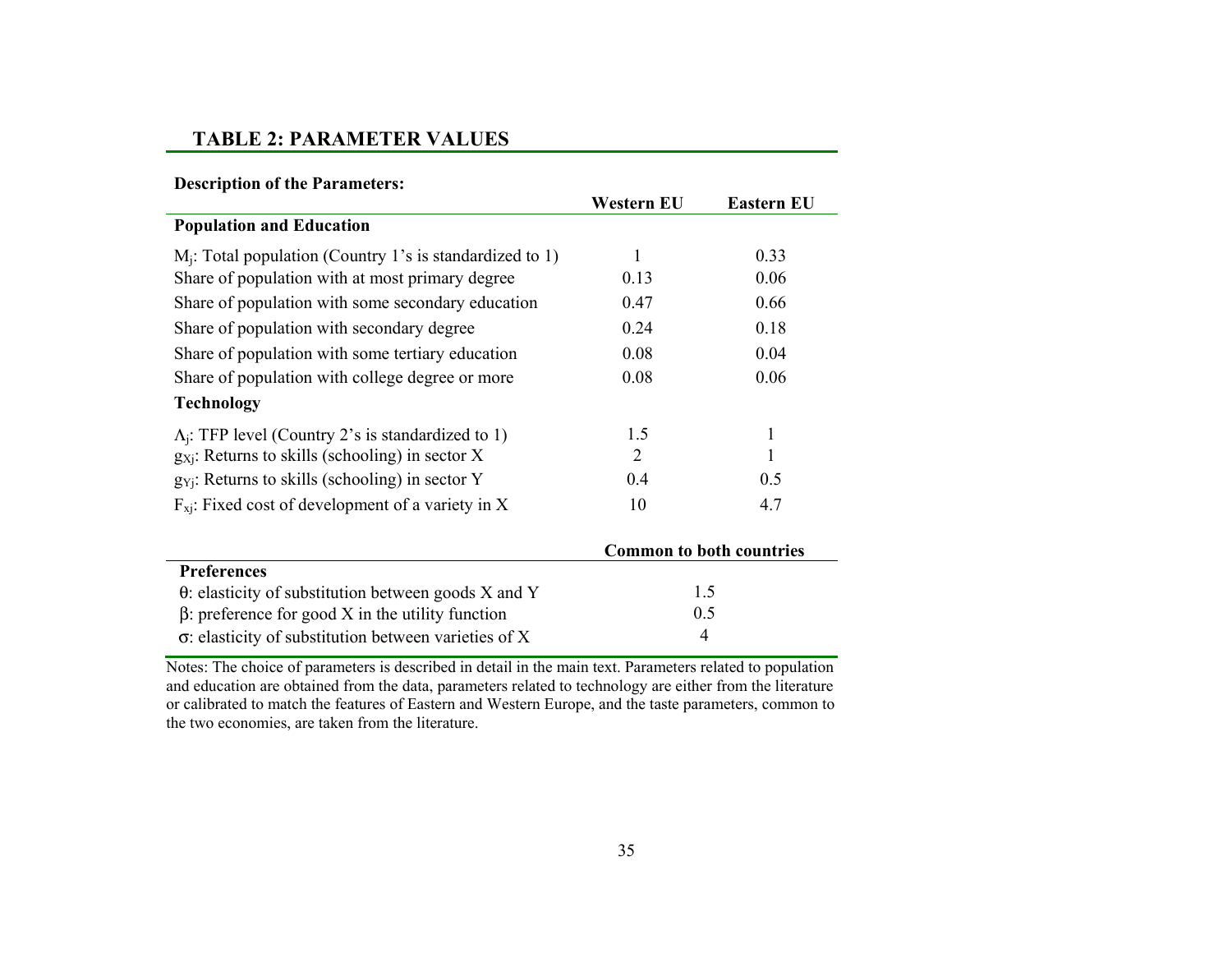## TABLE 2: PARAMETER VALUES

| Description of the Parameters: | Western EU | Eastern EU |
|---|---|---|
| **Population and Education** | | |
| $M_j$: Total population (Country 1's is standardized to 1) | 1 | 0.33 |
| Share of population with at most primary degree | 0.13 | 0.06 |
| Share of population with some secondary education | 0.47 | 0.66 |
| Share of population with secondary degree | 0.24 | 0.18 |
| Share of population with some tertiary education | 0.08 | 0.04 |
| Share of population with college degree or more | 0.08 | 0.06 |
| **Technology** | | |
| $\Lambda_j$: TFP level (Country 2's is standardized to 1) | 1.5 | 1 |
| $g_{Xj}$: Returns to skills (schooling) in sector X | 2 | 1 |
| $g_{Yj}$: Returns to skills (schooling) in sector Y | 0.4 | 0.5 |
| $F_{xj}$: Fixed cost of development of a variety in X | 10 | 4.7 |

| | Common to both countries |
|---|---|
| **Preferences** | |
| $\theta$: elasticity of substitution between goods X and Y | 1.5 |
| $\beta$: preference for good X in the utility function | 0.5 |
| $\sigma$: elasticity of substitution between varieties of X | 4 |

Notes: The choice of parameters is described in detail in the main text. Parameters related to population and education are obtained from the data, parameters related to technology are either from the literature or calibrated to match the features of Eastern and Western Europe, and the taste parameters, common to the two economies, are taken from the literature.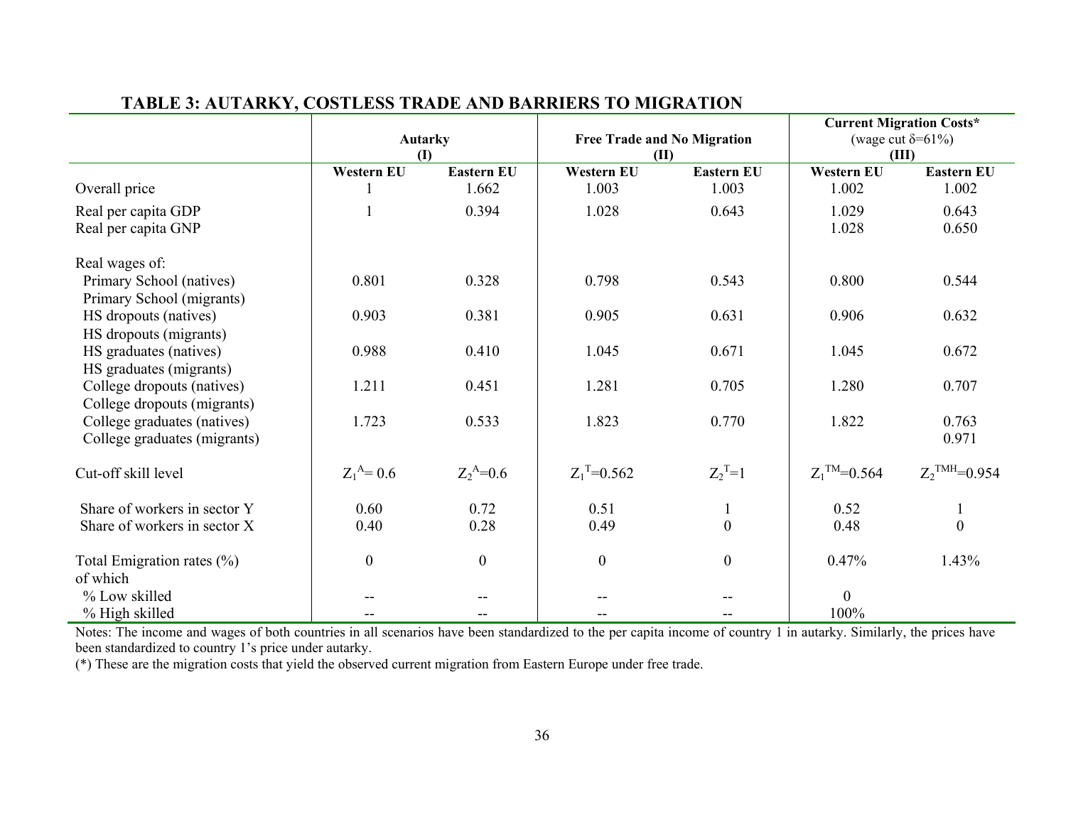## TABLE 3: AUTARKY, COSTLESS TRADE AND BARRIERS TO MIGRATION

| | Autarky (I) | | Free Trade and No Migration (II) | | Current Migration Costs* (wage cut δ=61%) (III) | |
|---|---|---|---|---|---|---|
| | **Western EU** | **Eastern EU** | **Western EU** | **Eastern EU** | **Western EU** | **Eastern EU** |
| Overall price | 1 | 1.662 | 1.003 | 1.003 | 1.002 | 1.002 |
| Real per capita GDP | 1 | 0.394 | 1.028 | 0.643 | 1.029 | 0.643 |
| Real per capita GNP | | | | | 1.028 | 0.650 |
| Real wages of: | | | | | | |
| Primary School (natives) | 0.801 | 0.328 | 0.798 | 0.543 | 0.800 | 0.544 |
| Primary School (migrants) | | | | | | |
| HS dropouts (natives) | 0.903 | 0.381 | 0.905 | 0.631 | 0.906 | 0.632 |
| HS dropouts (migrants) | | | | | | |
| HS graduates (natives) | 0.988 | 0.410 | 1.045 | 0.671 | 1.045 | 0.672 |
| HS graduates (migrants) | | | | | | |
| College dropouts (natives) | 1.211 | 0.451 | 1.281 | 0.705 | 1.280 | 0.707 |
| College dropouts (migrants) | | | | | | |
| College graduates (natives) | 1.723 | 0.533 | 1.823 | 0.770 | 1.822 | 0.763 |
| College graduates (migrants) | | | | | | 0.971 |
| Cut-off skill level | $Z_1^A = 0.6$ | $Z_2^A = 0.6$ | $Z_1^T = 0.562$ | $Z_2^T = 1$ | $Z_1^{TM} = 0.564$ | $Z_2^{TMH} = 0.954$ |
| Share of workers in sector Y | 0.60 | 0.72 | 0.51 | 1 | 0.52 | 1 |
| Share of workers in sector X | 0.40 | 0.28 | 0.49 | 0 | 0.48 | 0 |
| Total Emigration rates (%) | 0 | 0 | 0 | 0 | 0.47% | 1.43% |
| of which | | | | | | |
| % Low skilled | -- | -- | -- | -- | 0 | |
| % High skilled | -- | -- | -- | -- | 100% | |

Notes: The income and wages of both countries in all scenarios have been standardized to the per capita income of country 1 in autarky. Similarly, the prices have been standardized to country 1's price under autarky.

(*) These are the migration costs that yield the observed current migration from Eastern Europe under free trade.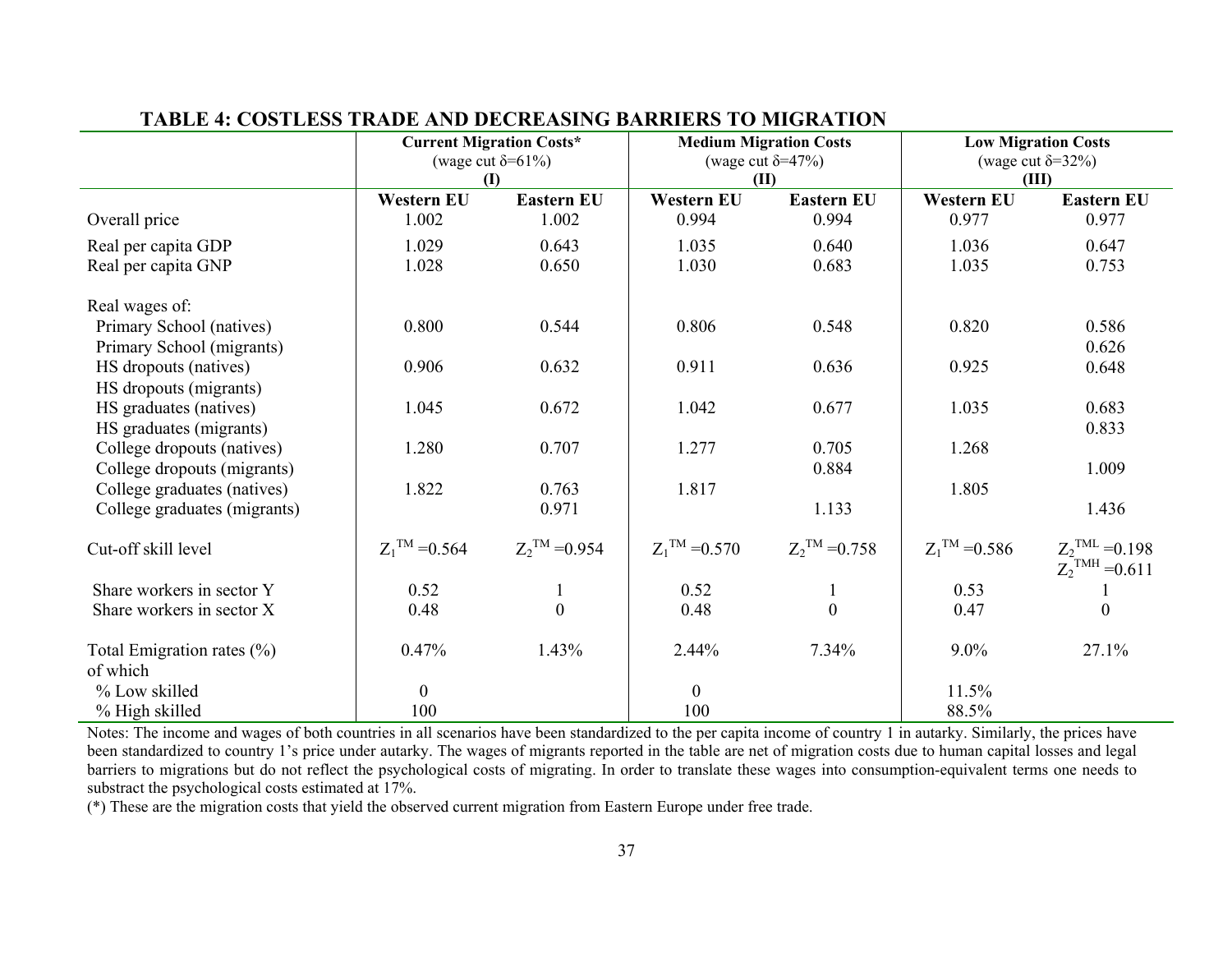# TABLE 4: COSTLESS TRADE AND DECREASING BARRIERS TO MIGRATION

| | Current Migration Costs* (wage cut $\delta$=61%) (I) | | Medium Migration Costs (wage cut $\delta$=47%) (II) | | Low Migration Costs (wage cut $\delta$=32%) (III) | |
|---|---|---|---|---|---|---|
| | **Western EU** | **Eastern EU** | **Western EU** | **Eastern EU** | **Western EU** | **Eastern EU** |
| Overall price | 1.002 | 1.002 | 0.994 | 0.994 | 0.977 | 0.977 |
| Real per capita GDP | 1.029 | 0.643 | 1.035 | 0.640 | 1.036 | 0.647 |
| Real per capita GNP | 1.028 | 0.650 | 1.030 | 0.683 | 1.035 | 0.753 |
| Real wages of: | | | | | | |
| Primary School (natives) | 0.800 | 0.544 | 0.806 | 0.548 | 0.820 | 0.586 |
| Primary School (migrants) | | | | | | 0.626 |
| HS dropouts (natives) | 0.906 | 0.632 | 0.911 | 0.636 | 0.925 | 0.648 |
| HS dropouts (migrants) | | | | | | |
| HS graduates (natives) | 1.045 | 0.672 | 1.042 | 0.677 | 1.035 | 0.683 |
| HS graduates (migrants) | | | | | | 0.833 |
| College dropouts (natives) | 1.280 | 0.707 | 1.277 | 0.705 | 1.268 | |
| College dropouts (migrants) | | | | 0.884 | | 1.009 |
| College graduates (natives) | 1.822 | 0.763 | 1.817 | | 1.805 | |
| College graduates (migrants) | | 0.971 | | 1.133 | | 1.436 |
| Cut-off skill level | $Z_1^{TM}$ =0.564 | $Z_2^{TM}$ =0.954 | $Z_1^{TM}$ =0.570 | $Z_2^{TM}$ =0.758 | $Z_1^{TM}$ =0.586 | $Z_2^{TML}$ =0.198 $Z_2^{TMH}$ =0.611 |
| Share workers in sector Y | 0.52 | 1 | 0.52 | 1 | 0.53 | 1 |
| Share workers in sector X | 0.48 | 0 | 0.48 | 0 | 0.47 | 0 |
| Total Emigration rates (%) | 0.47% | 1.43% | 2.44% | 7.34% | 9.0% | 27.1% |
| of which | | | | | | |
| % Low skilled | 0 | | 0 | | 11.5% | |
| % High skilled | 100 | | 100 | | 88.5% | |

Notes: The income and wages of both countries in all scenarios have been standardized to the per capita income of country 1 in autarky. Similarly, the prices have been standardized to country 1's price under autarky. The wages of migrants reported in the table are net of migration costs due to human capital losses and legal barriers to migrations but do not reflect the psychological costs of migrating. In order to translate these wages into consumption-equivalent terms one needs to substract the psychological costs estimated at 17%.

(*) These are the migration costs that yield the observed current migration from Eastern Europe under free trade.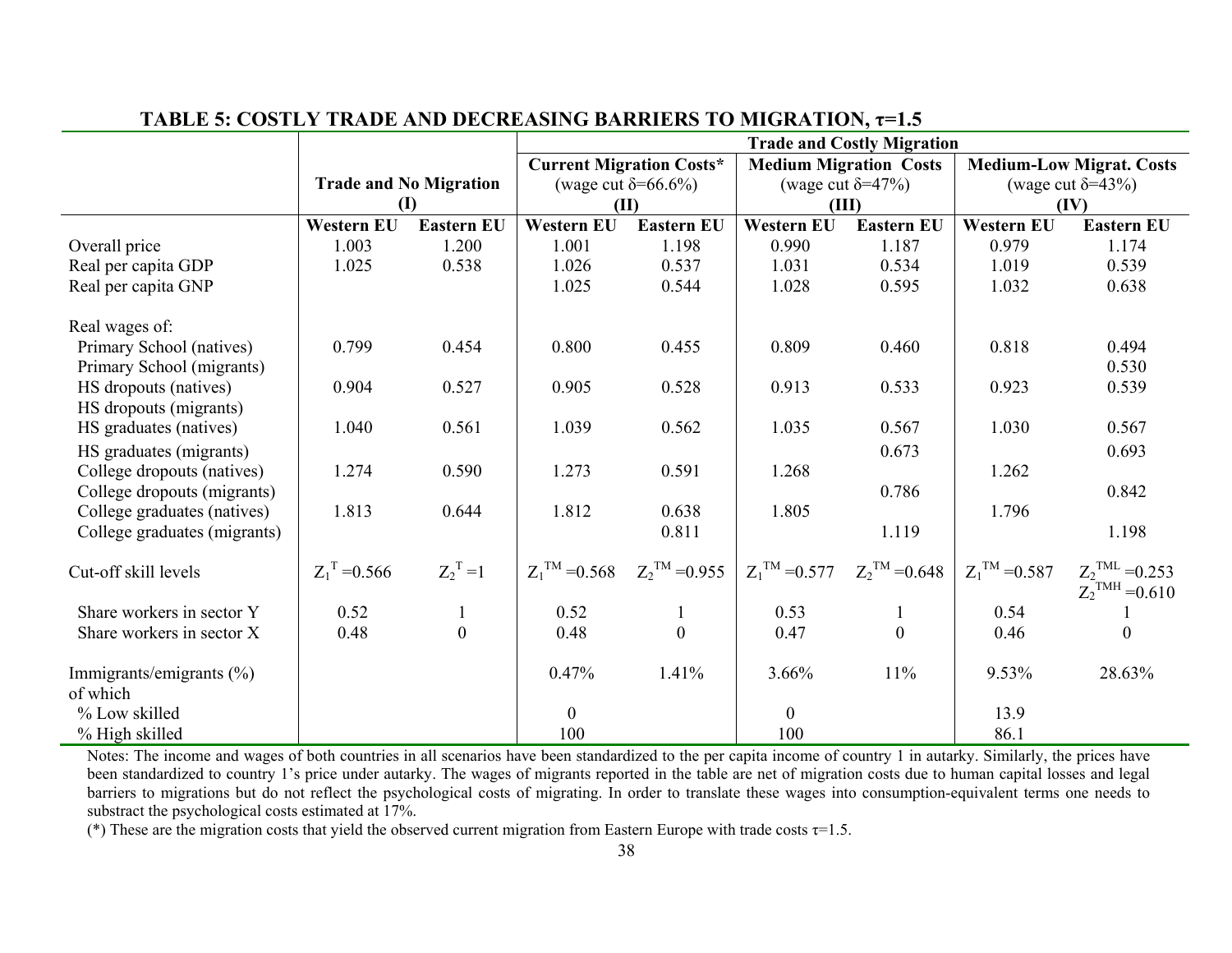## TABLE 5: COSTLY TRADE AND DECREASING BARRIERS TO MIGRATION, τ=1.5

| | Trade and No Migration (I) | | Trade and Costly Migration: Current Migration Costs* (wage cut δ=66.6%) (II) | | Trade and Costly Migration: Medium Migration Costs (wage cut δ=47%) (III) | | Trade and Costly Migration: Medium-Low Migrat. Costs (wage cut δ=43%) (IV) | |
|---|---|---|---|---|---|---|---|---|
| | **Western EU** | **Eastern EU** | **Western EU** | **Eastern EU** | **Western EU** | **Eastern EU** | **Western EU** | **Eastern EU** |
| Overall price | 1.003 | 1.200 | 1.001 | 1.198 | 0.990 | 1.187 | 0.979 | 1.174 |
| Real per capita GDP | 1.025 | 0.538 | 1.026 | 0.537 | 1.031 | 0.534 | 1.019 | 0.539 |
| Real per capita GNP | | | 1.025 | 0.544 | 1.028 | 0.595 | 1.032 | 0.638 |
| Real wages of: | | | | | | | | |
| Primary School (natives) | 0.799 | 0.454 | 0.800 | 0.455 | 0.809 | 0.460 | 0.818 | 0.494 |
| Primary School (migrants) | | | | | | | | 0.530 |
| HS dropouts (natives) | 0.904 | 0.527 | 0.905 | 0.528 | 0.913 | 0.533 | 0.923 | 0.539 |
| HS dropouts (migrants) | | | | | | | | |
| HS graduates (natives) | 1.040 | 0.561 | 1.039 | 0.562 | 1.035 | 0.567 | 1.030 | 0.567 |
| HS graduates (migrants) | | | | | | 0.673 | | 0.693 |
| College dropouts (natives) | 1.274 | 0.590 | 1.273 | 0.591 | 1.268 | | 1.262 | |
| College dropouts (migrants) | | | | | | 0.786 | | 0.842 |
| College graduates (natives) | 1.813 | 0.644 | 1.812 | 0.638 | 1.805 | | 1.796 | |
| College graduates (migrants) | | | | 0.811 | | 1.119 | | 1.198 |
| Cut-off skill levels | $Z_1^{T}=0.566$ | $Z_2^{T}=1$ | $Z_1^{TM}=0.568$ | $Z_2^{TM}=0.955$ | $Z_1^{TM}=0.577$ | $Z_2^{TM}=0.648$ | $Z_1^{TM}=0.587$ | $Z_2^{TML}=0.253$ $Z_2^{TMH}=0.610$ |
| Share workers in sector Y | 0.52 | 1 | 0.52 | 1 | 0.53 | 1 | 0.54 | 1 |
| Share workers in sector X | 0.48 | 0 | 0.48 | 0 | 0.47 | 0 | 0.46 | 0 |
| Immigrants/emigrants (%) of which | | | 0.47% | 1.41% | 3.66% | 11% | 9.53% | 28.63% |
| % Low skilled | | | 0 | | 0 | | 13.9 | |
| % High skilled | | | 100 | | 100 | | 86.1 | |

Notes: The income and wages of both countries in all scenarios have been standardized to the per capita income of country 1 in autarky. Similarly, the prices have been standardized to country 1's price under autarky. The wages of migrants reported in the table are net of migration costs due to human capital losses and legal barriers to migrations but do not reflect the psychological costs of migrating. In order to translate these wages into consumption-equivalent terms one needs to substract the psychological costs estimated at 17%.

(*) These are the migration costs that yield the observed current migration from Eastern Europe with trade costs τ=1.5.